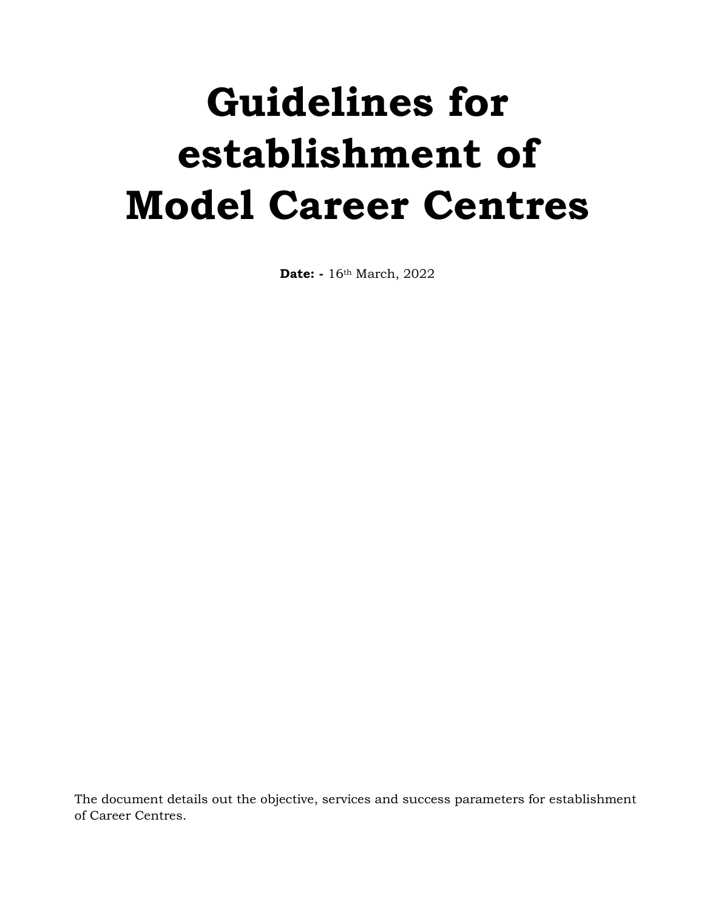# Guidelines for establishment of Model Career Centres

**Date: -** 16th March, 2022

The document details out the objective, services and success parameters for establishment of Career Centres.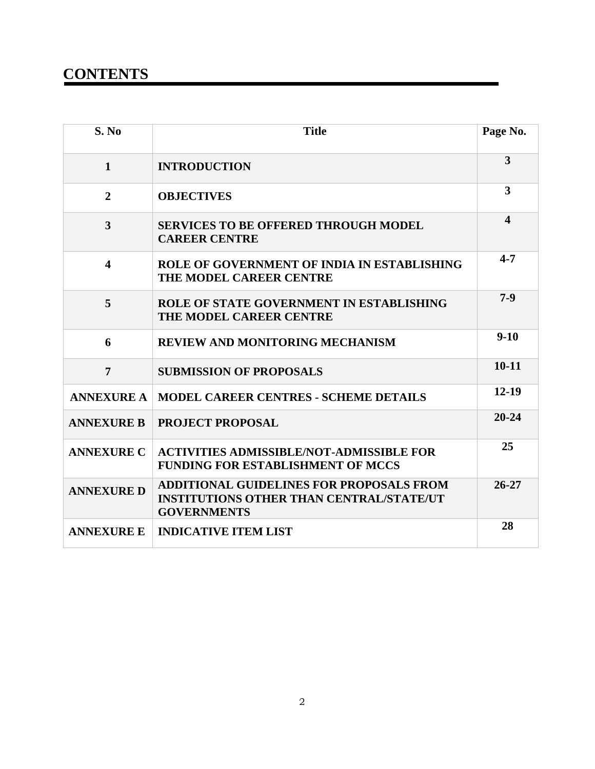# CONTENTS

| S. No | Title | Page No. |
|---|---|---|
| **1** | **INTRODUCTION** | **3** |
| **2** | **OBJECTIVES** | **3** |
| **3** | **SERVICES TO BE OFFERED THROUGH MODEL CAREER CENTRE** | **4** |
| **4** | **ROLE OF GOVERNMENT OF INDIA IN ESTABLISHING THE MODEL CAREER CENTRE** | **4-7** |
| **5** | **ROLE OF STATE GOVERNMENT IN ESTABLISHING THE MODEL CAREER CENTRE** | **7-9** |
| **6** | **REVIEW AND MONITORING MECHANISM** | **9-10** |
| **7** | **SUBMISSION OF PROPOSALS** | **10-11** |
| **ANNEXURE A** | **MODEL CAREER CENTRES - SCHEME DETAILS** | **12-19** |
| **ANNEXURE B** | **PROJECT PROPOSAL** | **20-24** |
| **ANNEXURE C** | **ACTIVITIES ADMISSIBLE/NOT-ADMISSIBLE FOR FUNDING FOR ESTABLISHMENT OF MCCS** | **25** |
| **ANNEXURE D** | **ADDITIONAL GUIDELINES FOR PROPOSALS FROM INSTITUTIONS OTHER THAN CENTRAL/STATE/UT GOVERNMENTS** | **26-27** |
| **ANNEXURE E** | **INDICATIVE ITEM LIST** | **28** |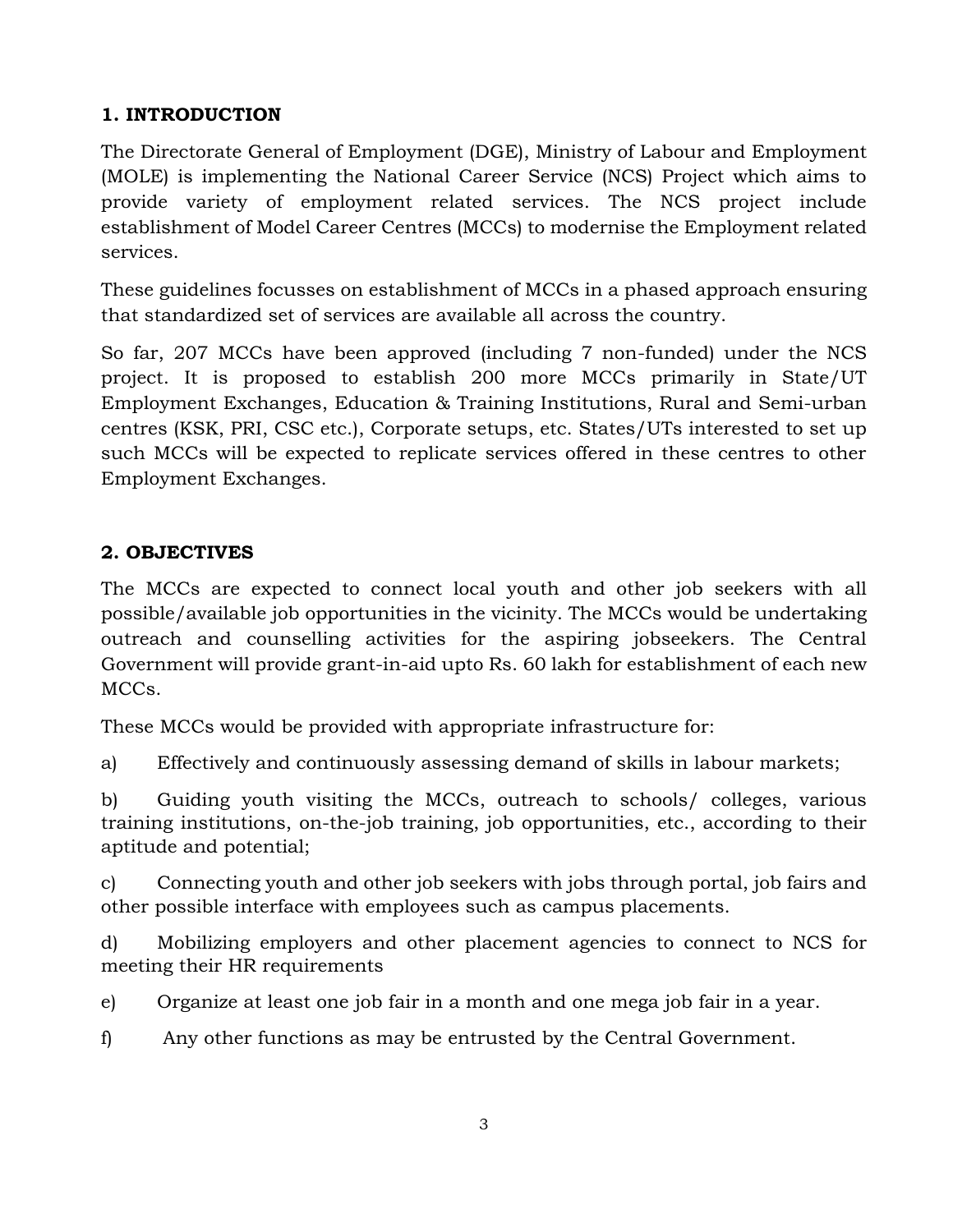## 1. INTRODUCTION

The Directorate General of Employment (DGE), Ministry of Labour and Employment (MOLE) is implementing the National Career Service (NCS) Project which aims to provide variety of employment related services. The NCS project include establishment of Model Career Centres (MCCs) to modernise the Employment related services.

These guidelines focusses on establishment of MCCs in a phased approach ensuring that standardized set of services are available all across the country.

So far, 207 MCCs have been approved (including 7 non-funded) under the NCS project. It is proposed to establish 200 more MCCs primarily in State/UT Employment Exchanges, Education & Training Institutions, Rural and Semi-urban centres (KSK, PRI, CSC etc.), Corporate setups, etc. States/UTs interested to set up such MCCs will be expected to replicate services offered in these centres to other Employment Exchanges.

## 2. OBJECTIVES

The MCCs are expected to connect local youth and other job seekers with all possible/available job opportunities in the vicinity. The MCCs would be undertaking outreach and counselling activities for the aspiring jobseekers. The Central Government will provide grant-in-aid upto Rs. 60 lakh for establishment of each new MCCs.

These MCCs would be provided with appropriate infrastructure for:

a) Effectively and continuously assessing demand of skills in labour markets;

b) Guiding youth visiting the MCCs, outreach to schools/ colleges, various training institutions, on-the-job training, job opportunities, etc., according to their aptitude and potential;

c) Connecting youth and other job seekers with jobs through portal, job fairs and other possible interface with employees such as campus placements.

d) Mobilizing employers and other placement agencies to connect to NCS for meeting their HR requirements

e) Organize at least one job fair in a month and one mega job fair in a year.

f) Any other functions as may be entrusted by the Central Government.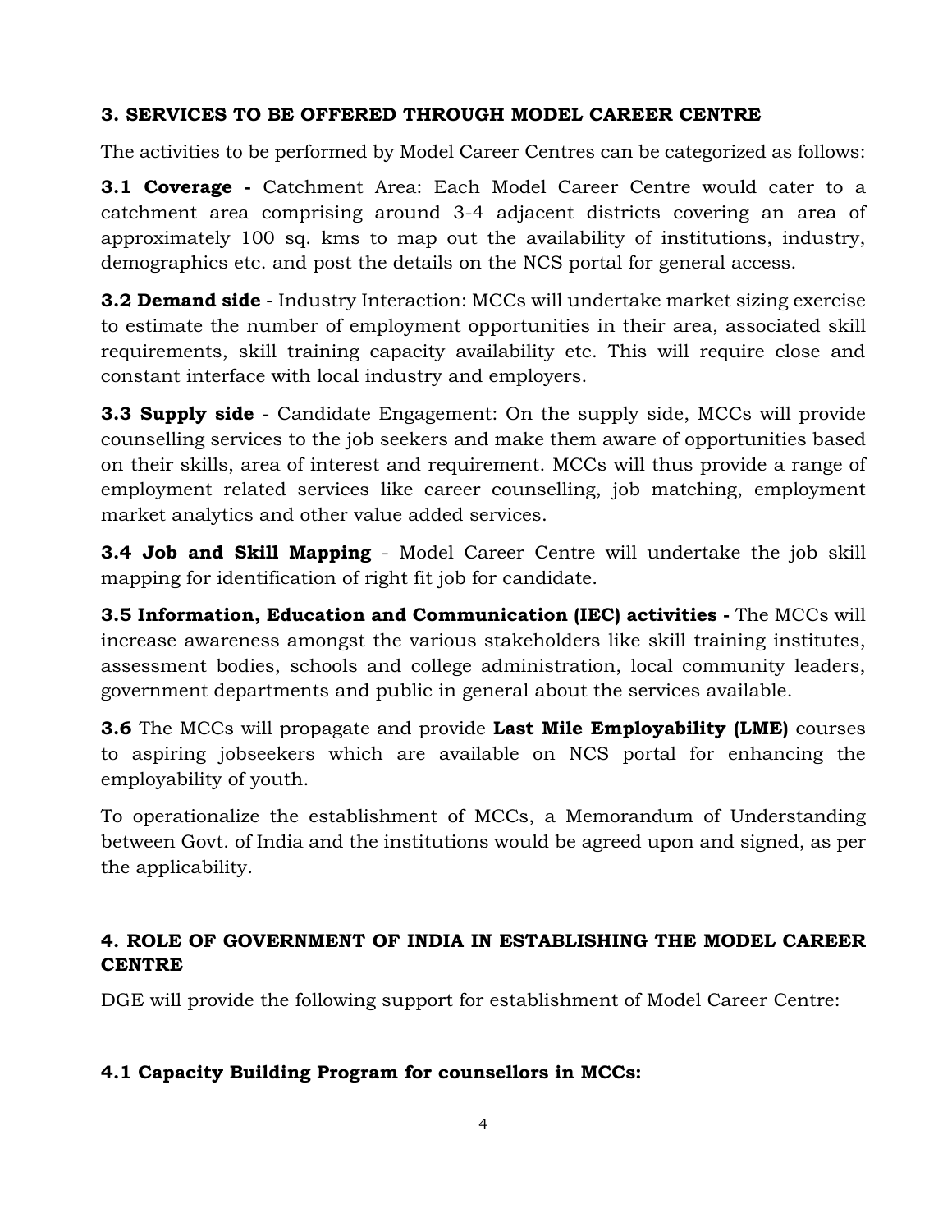## 3. SERVICES TO BE OFFERED THROUGH MODEL CAREER CENTRE

The activities to be performed by Model Career Centres can be categorized as follows:

**3.1 Coverage -** Catchment Area: Each Model Career Centre would cater to a catchment area comprising around 3-4 adjacent districts covering an area of approximately 100 sq. kms to map out the availability of institutions, industry, demographics etc. and post the details on the NCS portal for general access.

**3.2 Demand side** - Industry Interaction: MCCs will undertake market sizing exercise to estimate the number of employment opportunities in their area, associated skill requirements, skill training capacity availability etc. This will require close and constant interface with local industry and employers.

**3.3 Supply side** - Candidate Engagement: On the supply side, MCCs will provide counselling services to the job seekers and make them aware of opportunities based on their skills, area of interest and requirement. MCCs will thus provide a range of employment related services like career counselling, job matching, employment market analytics and other value added services.

**3.4 Job and Skill Mapping** - Model Career Centre will undertake the job skill mapping for identification of right fit job for candidate.

**3.5 Information, Education and Communication (IEC) activities -** The MCCs will increase awareness amongst the various stakeholders like skill training institutes, assessment bodies, schools and college administration, local community leaders, government departments and public in general about the services available.

**3.6** The MCCs will propagate and provide **Last Mile Employability (LME)** courses to aspiring jobseekers which are available on NCS portal for enhancing the employability of youth.

To operationalize the establishment of MCCs, a Memorandum of Understanding between Govt. of India and the institutions would be agreed upon and signed, as per the applicability.

## 4. ROLE OF GOVERNMENT OF INDIA IN ESTABLISHING THE MODEL CAREER CENTRE

DGE will provide the following support for establishment of Model Career Centre:

### 4.1 Capacity Building Program for counsellors in MCCs: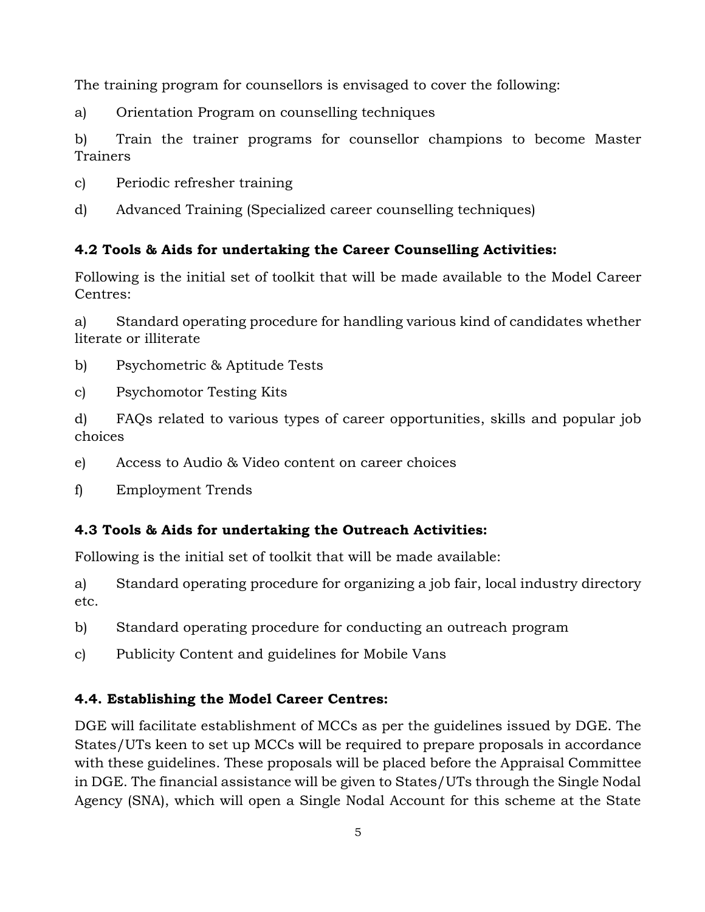The training program for counsellors is envisaged to cover the following:

a) Orientation Program on counselling techniques

b) Train the trainer programs for counsellor champions to become Master Trainers

c) Periodic refresher training

d) Advanced Training (Specialized career counselling techniques)

### 4.2 Tools & Aids for undertaking the Career Counselling Activities:

Following is the initial set of toolkit that will be made available to the Model Career Centres:

a) Standard operating procedure for handling various kind of candidates whether literate or illiterate

b) Psychometric & Aptitude Tests

c) Psychomotor Testing Kits

d) FAQs related to various types of career opportunities, skills and popular job choices

e) Access to Audio & Video content on career choices

f) Employment Trends

### 4.3 Tools & Aids for undertaking the Outreach Activities:

Following is the initial set of toolkit that will be made available:

a) Standard operating procedure for organizing a job fair, local industry directory etc.

b) Standard operating procedure for conducting an outreach program

c) Publicity Content and guidelines for Mobile Vans

### 4.4. Establishing the Model Career Centres:

DGE will facilitate establishment of MCCs as per the guidelines issued by DGE. The States/UTs keen to set up MCCs will be required to prepare proposals in accordance with these guidelines. These proposals will be placed before the Appraisal Committee in DGE. The financial assistance will be given to States/UTs through the Single Nodal Agency (SNA), which will open a Single Nodal Account for this scheme at the State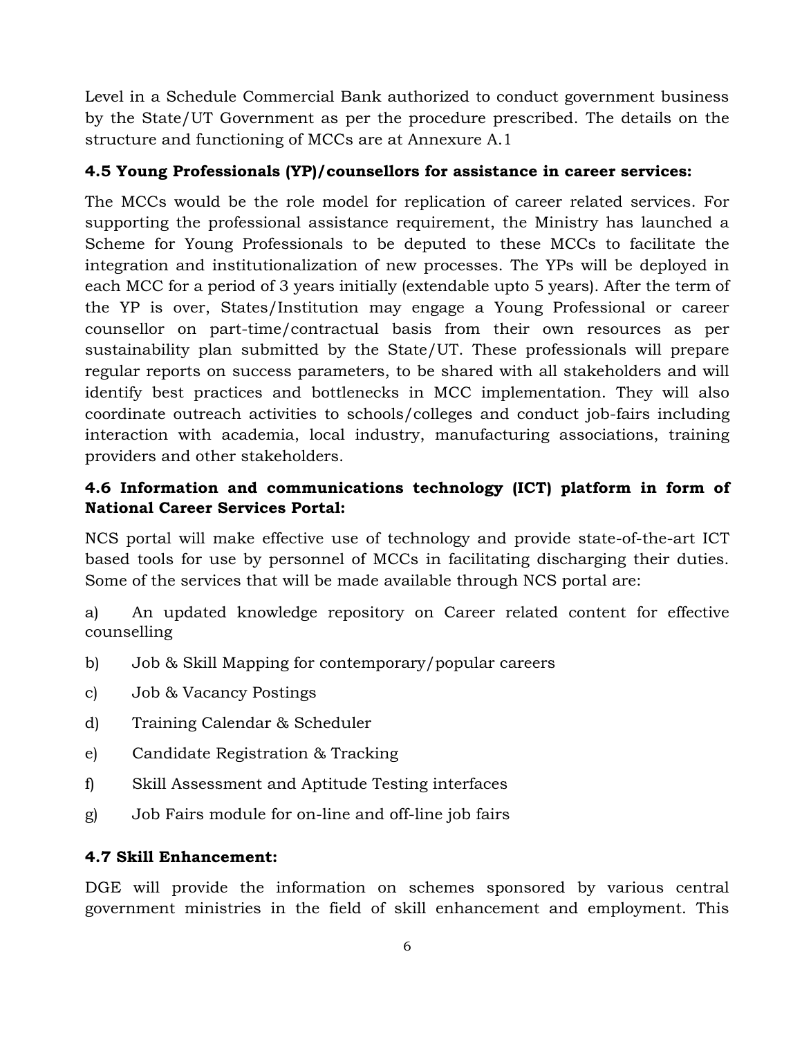Level in a Schedule Commercial Bank authorized to conduct government business by the State/UT Government as per the procedure prescribed. The details on the structure and functioning of MCCs are at Annexure A.1

### 4.5 Young Professionals (YP)/counsellors for assistance in career services:

The MCCs would be the role model for replication of career related services. For supporting the professional assistance requirement, the Ministry has launched a Scheme for Young Professionals to be deputed to these MCCs to facilitate the integration and institutionalization of new processes. The YPs will be deployed in each MCC for a period of 3 years initially (extendable upto 5 years). After the term of the YP is over, States/Institution may engage a Young Professional or career counsellor on part-time/contractual basis from their own resources as per sustainability plan submitted by the State/UT. These professionals will prepare regular reports on success parameters, to be shared with all stakeholders and will identify best practices and bottlenecks in MCC implementation. They will also coordinate outreach activities to schools/colleges and conduct job-fairs including interaction with academia, local industry, manufacturing associations, training providers and other stakeholders.

### 4.6 Information and communications technology (ICT) platform in form of National Career Services Portal:

NCS portal will make effective use of technology and provide state-of-the-art ICT based tools for use by personnel of MCCs in facilitating discharging their duties. Some of the services that will be made available through NCS portal are:

a) An updated knowledge repository on Career related content for effective counselling

b) Job & Skill Mapping for contemporary/popular careers

c) Job & Vacancy Postings

d) Training Calendar & Scheduler

e) Candidate Registration & Tracking

f) Skill Assessment and Aptitude Testing interfaces

g) Job Fairs module for on-line and off-line job fairs

### 4.7 Skill Enhancement:

DGE will provide the information on schemes sponsored by various central government ministries in the field of skill enhancement and employment. This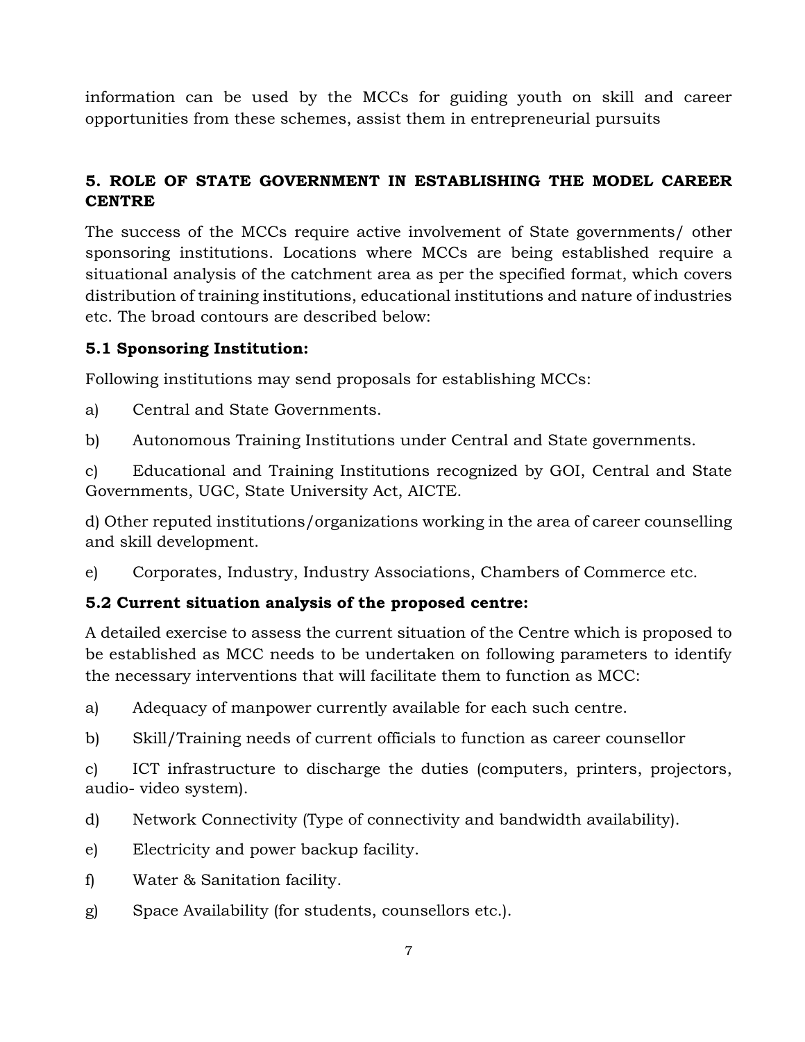information can be used by the MCCs for guiding youth on skill and career opportunities from these schemes, assist them in entrepreneurial pursuits

## 5. ROLE OF STATE GOVERNMENT IN ESTABLISHING THE MODEL CAREER CENTRE

The success of the MCCs require active involvement of State governments/ other sponsoring institutions. Locations where MCCs are being established require a situational analysis of the catchment area as per the specified format, which covers distribution of training institutions, educational institutions and nature of industries etc. The broad contours are described below:

### 5.1 Sponsoring Institution:

Following institutions may send proposals for establishing MCCs:

a) Central and State Governments.

b) Autonomous Training Institutions under Central and State governments.

c) Educational and Training Institutions recognized by GOI, Central and State Governments, UGC, State University Act, AICTE.

d) Other reputed institutions/organizations working in the area of career counselling and skill development.

e) Corporates, Industry, Industry Associations, Chambers of Commerce etc.

### 5.2 Current situation analysis of the proposed centre:

A detailed exercise to assess the current situation of the Centre which is proposed to be established as MCC needs to be undertaken on following parameters to identify the necessary interventions that will facilitate them to function as MCC:

a) Adequacy of manpower currently available for each such centre.

b) Skill/Training needs of current officials to function as career counsellor

c) ICT infrastructure to discharge the duties (computers, printers, projectors, audio- video system).

d) Network Connectivity (Type of connectivity and bandwidth availability).

e) Electricity and power backup facility.

f) Water & Sanitation facility.

g) Space Availability (for students, counsellors etc.).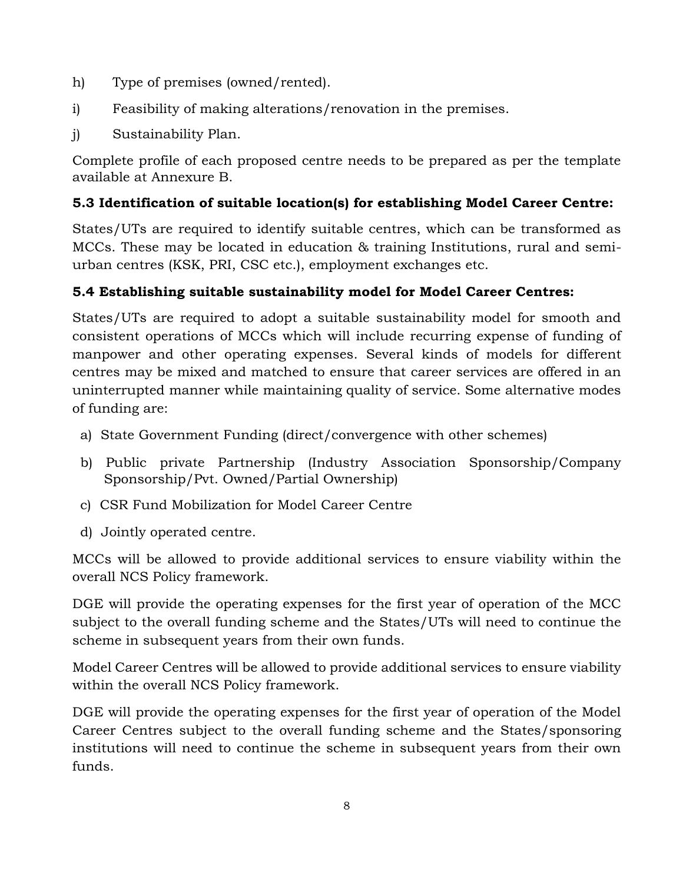h) Type of premises (owned/rented).

i) Feasibility of making alterations/renovation in the premises.

j) Sustainability Plan.

Complete profile of each proposed centre needs to be prepared as per the template available at Annexure B.

### 5.3 Identification of suitable location(s) for establishing Model Career Centre:

States/UTs are required to identify suitable centres, which can be transformed as MCCs. These may be located in education & training Institutions, rural and semi-urban centres (KSK, PRI, CSC etc.), employment exchanges etc.

### 5.4 Establishing suitable sustainability model for Model Career Centres:

States/UTs are required to adopt a suitable sustainability model for smooth and consistent operations of MCCs which will include recurring expense of funding of manpower and other operating expenses. Several kinds of models for different centres may be mixed and matched to ensure that career services are offered in an uninterrupted manner while maintaining quality of service. Some alternative modes of funding are:

a) State Government Funding (direct/convergence with other schemes)

b) Public private Partnership (Industry Association Sponsorship/Company Sponsorship/Pvt. Owned/Partial Ownership)

c) CSR Fund Mobilization for Model Career Centre

d) Jointly operated centre.

MCCs will be allowed to provide additional services to ensure viability within the overall NCS Policy framework.

DGE will provide the operating expenses for the first year of operation of the MCC subject to the overall funding scheme and the States/UTs will need to continue the scheme in subsequent years from their own funds.

Model Career Centres will be allowed to provide additional services to ensure viability within the overall NCS Policy framework.

DGE will provide the operating expenses for the first year of operation of the Model Career Centres subject to the overall funding scheme and the States/sponsoring institutions will need to continue the scheme in subsequent years from their own funds.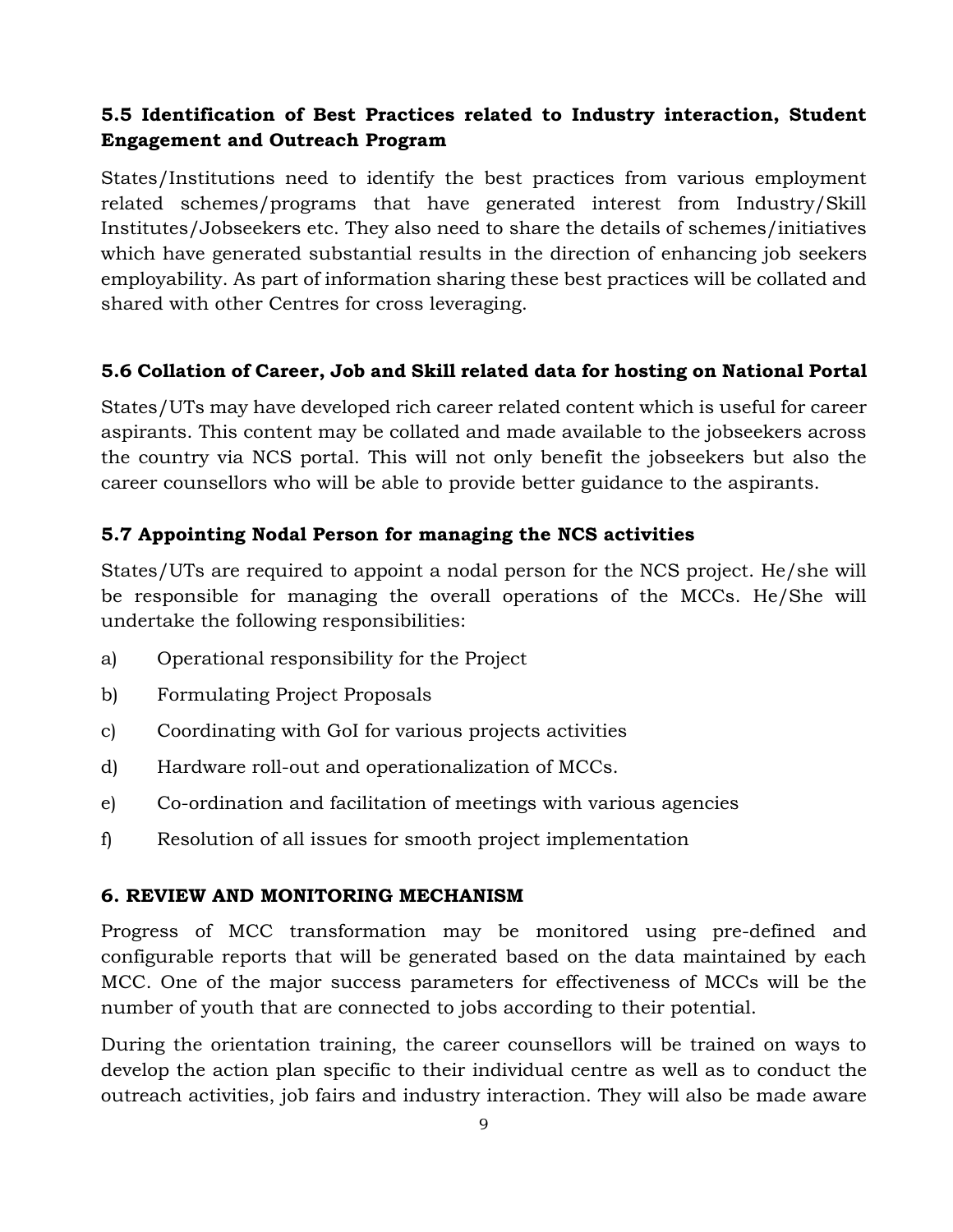### 5.5 Identification of Best Practices related to Industry interaction, Student Engagement and Outreach Program

States/Institutions need to identify the best practices from various employment related schemes/programs that have generated interest from Industry/Skill Institutes/Jobseekers etc. They also need to share the details of schemes/initiatives which have generated substantial results in the direction of enhancing job seekers employability. As part of information sharing these best practices will be collated and shared with other Centres for cross leveraging.

### 5.6 Collation of Career, Job and Skill related data for hosting on National Portal

States/UTs may have developed rich career related content which is useful for career aspirants. This content may be collated and made available to the jobseekers across the country via NCS portal. This will not only benefit the jobseekers but also the career counsellors who will be able to provide better guidance to the aspirants.

### 5.7 Appointing Nodal Person for managing the NCS activities

States/UTs are required to appoint a nodal person for the NCS project. He/she will be responsible for managing the overall operations of the MCCs. He/She will undertake the following responsibilities:

a) Operational responsibility for the Project

b) Formulating Project Proposals

c) Coordinating with GoI for various projects activities

d) Hardware roll-out and operationalization of MCCs.

e) Co-ordination and facilitation of meetings with various agencies

f) Resolution of all issues for smooth project implementation

## 6. REVIEW AND MONITORING MECHANISM

Progress of MCC transformation may be monitored using pre-defined and configurable reports that will be generated based on the data maintained by each MCC. One of the major success parameters for effectiveness of MCCs will be the number of youth that are connected to jobs according to their potential.

During the orientation training, the career counsellors will be trained on ways to develop the action plan specific to their individual centre as well as to conduct the outreach activities, job fairs and industry interaction. They will also be made aware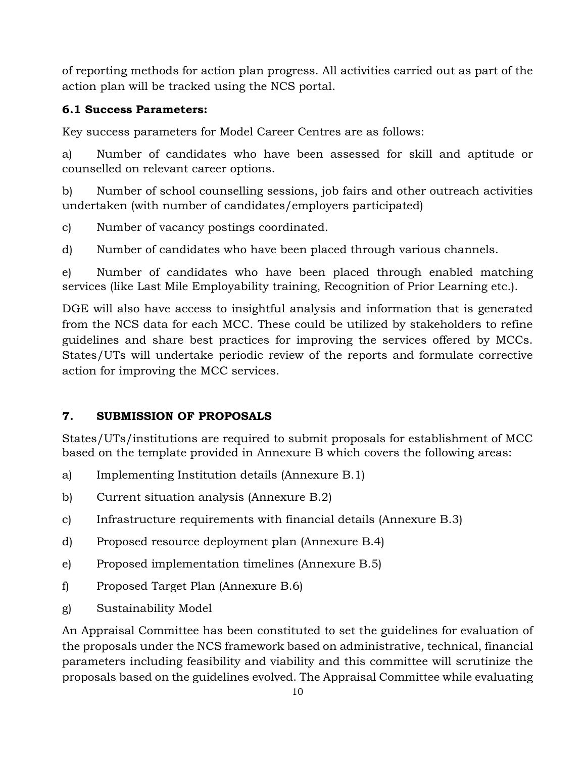of reporting methods for action plan progress. All activities carried out as part of the action plan will be tracked using the NCS portal.

### 6.1 Success Parameters:

Key success parameters for Model Career Centres are as follows:

a) Number of candidates who have been assessed for skill and aptitude or counselled on relevant career options.

b) Number of school counselling sessions, job fairs and other outreach activities undertaken (with number of candidates/employers participated)

c) Number of vacancy postings coordinated.

d) Number of candidates who have been placed through various channels.

e) Number of candidates who have been placed through enabled matching services (like Last Mile Employability training, Recognition of Prior Learning etc.).

DGE will also have access to insightful analysis and information that is generated from the NCS data for each MCC. These could be utilized by stakeholders to refine guidelines and share best practices for improving the services offered by MCCs. States/UTs will undertake periodic review of the reports and formulate corrective action for improving the MCC services.

## 7. SUBMISSION OF PROPOSALS

States/UTs/institutions are required to submit proposals for establishment of MCC based on the template provided in Annexure B which covers the following areas:

a) Implementing Institution details (Annexure B.1)

b) Current situation analysis (Annexure B.2)

c) Infrastructure requirements with financial details (Annexure B.3)

d) Proposed resource deployment plan (Annexure B.4)

e) Proposed implementation timelines (Annexure B.5)

f) Proposed Target Plan (Annexure B.6)

g) Sustainability Model

An Appraisal Committee has been constituted to set the guidelines for evaluation of the proposals under the NCS framework based on administrative, technical, financial parameters including feasibility and viability and this committee will scrutinize the proposals based on the guidelines evolved. The Appraisal Committee while evaluating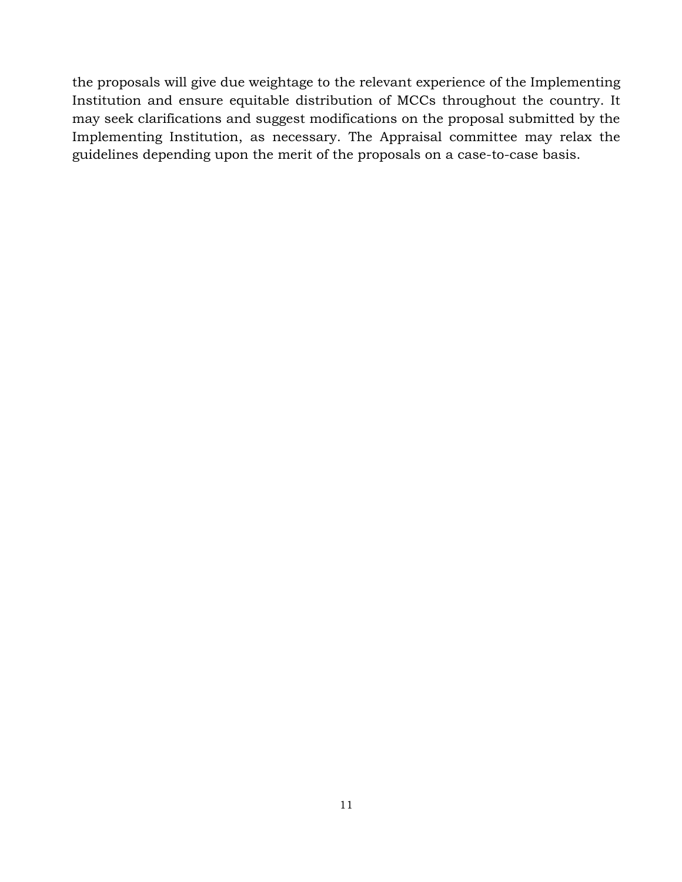the proposals will give due weightage to the relevant experience of the Implementing Institution and ensure equitable distribution of MCCs throughout the country. It may seek clarifications and suggest modifications on the proposal submitted by the Implementing Institution, as necessary. The Appraisal committee may relax the guidelines depending upon the merit of the proposals on a case-to-case basis.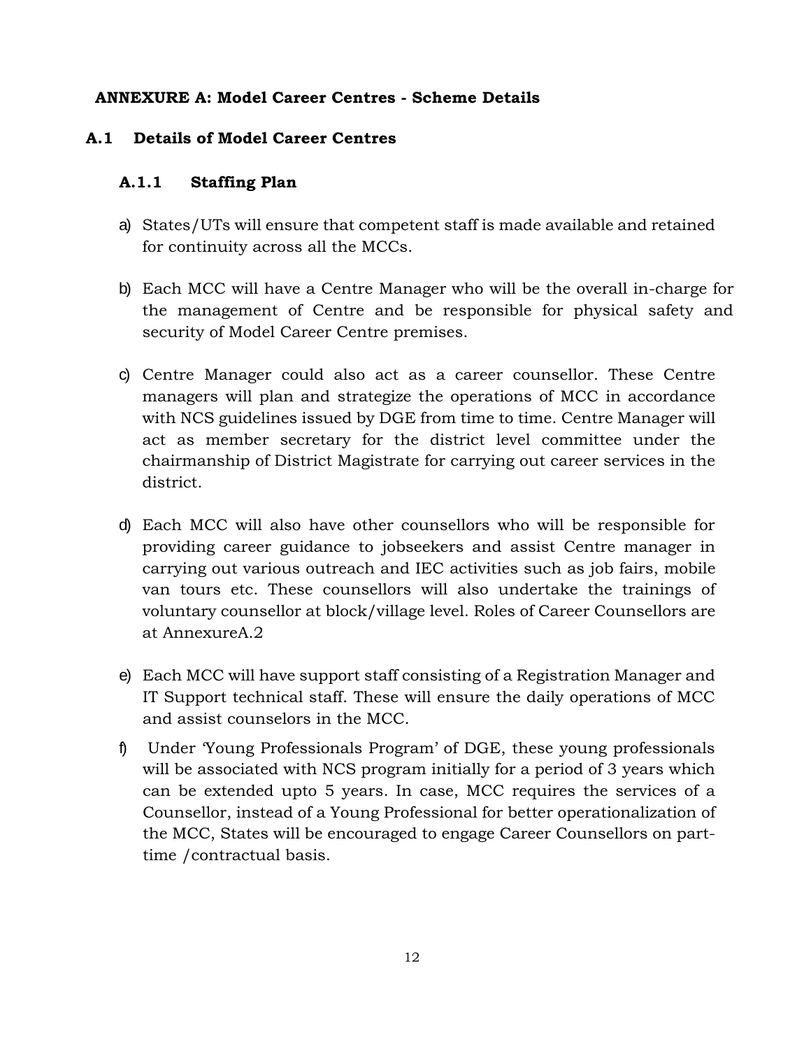**ANNEXURE A: Model Career Centres - Scheme Details**

## A.1 Details of Model Career Centres

### A.1.1 Staffing Plan

a) States/UTs will ensure that competent staff is made available and retained for continuity across all the MCCs.

b) Each MCC will have a Centre Manager who will be the overall in-charge for the management of Centre and be responsible for physical safety and security of Model Career Centre premises.

c) Centre Manager could also act as a career counsellor. These Centre managers will plan and strategize the operations of MCC in accordance with NCS guidelines issued by DGE from time to time. Centre Manager will act as member secretary for the district level committee under the chairmanship of District Magistrate for carrying out career services in the district.

d) Each MCC will also have other counsellors who will be responsible for providing career guidance to jobseekers and assist Centre manager in carrying out various outreach and IEC activities such as job fairs, mobile van tours etc. These counsellors will also undertake the trainings of voluntary counsellor at block/village level. Roles of Career Counsellors are at AnnexureA.2

e) Each MCC will have support staff consisting of a Registration Manager and IT Support technical staff. These will ensure the daily operations of MCC and assist counselors in the MCC.

f) Under 'Young Professionals Program' of DGE, these young professionals will be associated with NCS program initially for a period of 3 years which can be extended upto 5 years. In case, MCC requires the services of a Counsellor, instead of a Young Professional for better operationalization of the MCC, States will be encouraged to engage Career Counsellors on part-time /contractual basis.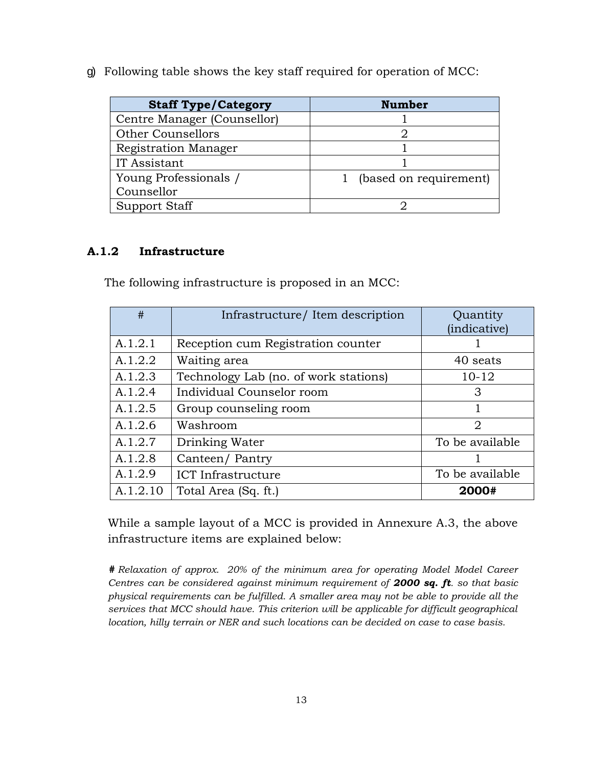g) Following table shows the key staff required for operation of MCC:

| Staff Type/Category | Number |
|---|---|
| Centre Manager (Counsellor) | 1 |
| Other Counsellors | 2 |
| Registration Manager | 1 |
| IT Assistant | 1 |
| Young Professionals / Counsellor | 1 (based on requirement) |
| Support Staff | 2 |

### A.1.2 Infrastructure

The following infrastructure is proposed in an MCC:

| # | Infrastructure/ Item description | Quantity (indicative) |
|---|---|---|
| A.1.2.1 | Reception cum Registration counter | 1 |
| A.1.2.2 | Waiting area | 40 seats |
| A.1.2.3 | Technology Lab (no. of work stations) | 10-12 |
| A.1.2.4 | Individual Counselor room | 3 |
| A.1.2.5 | Group counseling room | 1 |
| A.1.2.6 | Washroom | 2 |
| A.1.2.7 | Drinking Water | To be available |
| A.1.2.8 | Canteen/ Pantry | 1 |
| A.1.2.9 | ICT Infrastructure | To be available |
| A.1.2.10 | Total Area (Sq. ft.) | **2000#** |

While a sample layout of a MCC is provided in Annexure A.3, the above infrastructure items are explained below:

***#*** *Relaxation of approx. 20% of the minimum area for operating Model Model Career Centres can be considered against minimum requirement of* ***2000 sq. ft****. so that basic physical requirements can be fulfilled. A smaller area may not be able to provide all the services that MCC should have. This criterion will be applicable for difficult geographical location, hilly terrain or NER and such locations can be decided on case to case basis.*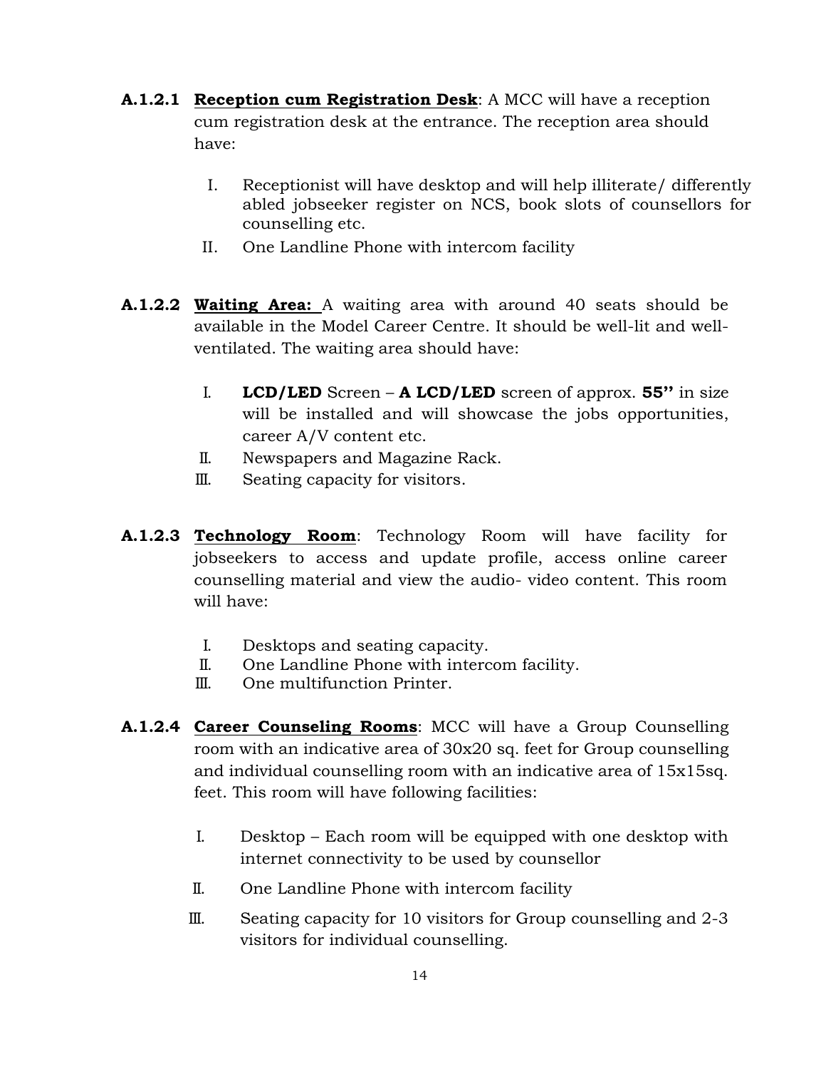**A.1.2.1** **Reception cum Registration Desk**: A MCC will have a reception cum registration desk at the entrance. The reception area should have:

I. Receptionist will have desktop and will help illiterate/ differently abled jobseeker register on NCS, book slots of counsellors for counselling etc.

II. One Landline Phone with intercom facility

**A.1.2.2** **Waiting Area:** A waiting area with around 40 seats should be available in the Model Career Centre. It should be well-lit and well-ventilated. The waiting area should have:

I. **LCD/LED** Screen – **A LCD/LED** screen of approx. **55''** in size will be installed and will showcase the jobs opportunities, career A/V content etc.

II. Newspapers and Magazine Rack.

III. Seating capacity for visitors.

**A.1.2.3** **Technology Room**: Technology Room will have facility for jobseekers to access and update profile, access online career counselling material and view the audio- video content. This room will have:

I. Desktops and seating capacity.

II. One Landline Phone with intercom facility.

III. One multifunction Printer.

**A.1.2.4** **Career Counseling Rooms**: MCC will have a Group Counselling room with an indicative area of 30x20 sq. feet for Group counselling and individual counselling room with an indicative area of 15x15sq. feet. This room will have following facilities:

I. Desktop – Each room will be equipped with one desktop with internet connectivity to be used by counsellor

II. One Landline Phone with intercom facility

III. Seating capacity for 10 visitors for Group counselling and 2-3 visitors for individual counselling.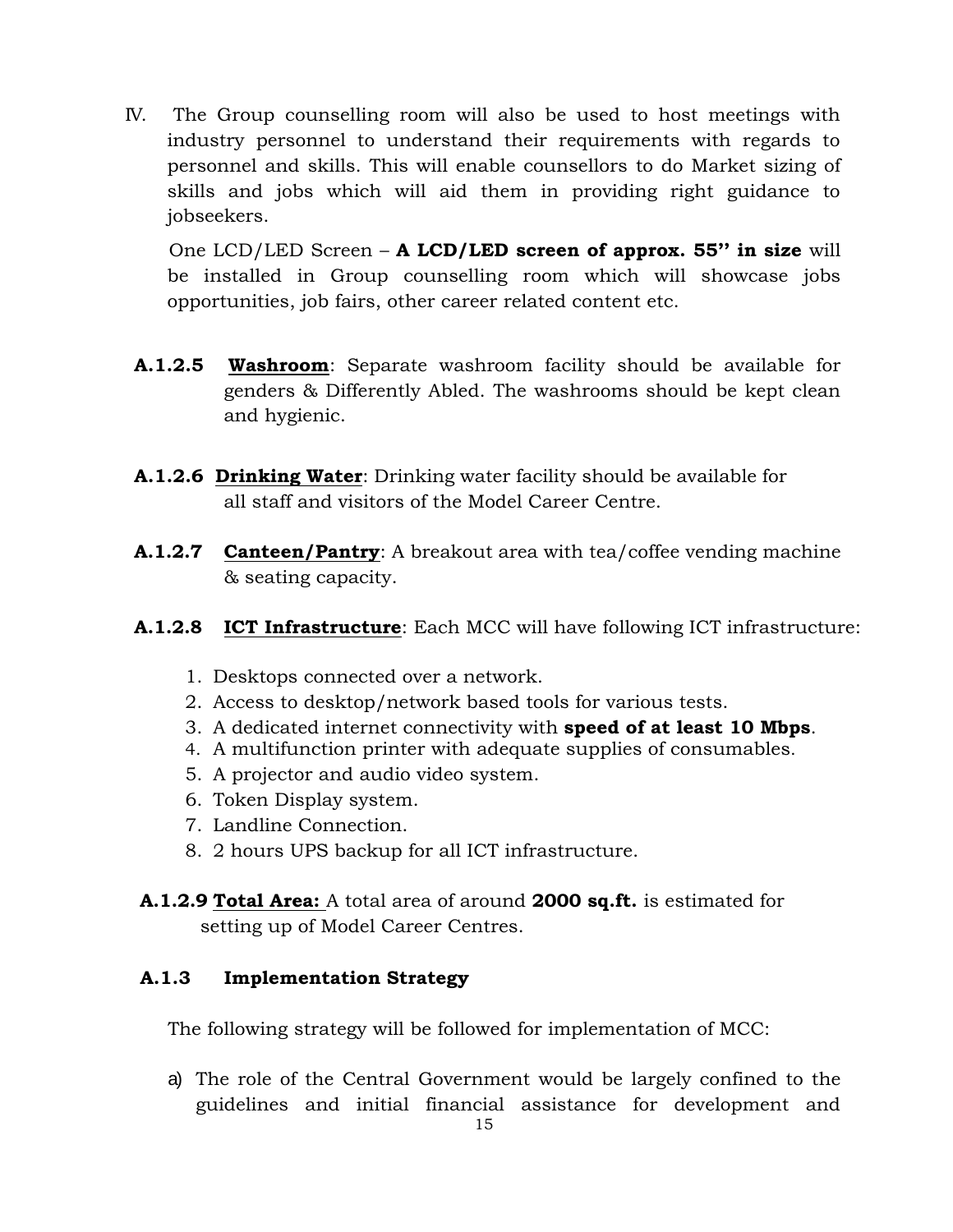IV. The Group counselling room will also be used to host meetings with industry personnel to understand their requirements with regards to personnel and skills. This will enable counsellors to do Market sizing of skills and jobs which will aid them in providing right guidance to jobseekers.

One LCD/LED Screen – **A LCD/LED screen of approx. 55'' in size** will be installed in Group counselling room which will showcase jobs opportunities, job fairs, other career related content etc.

**A.1.2.5** **Washroom**: Separate washroom facility should be available for genders & Differently Abled. The washrooms should be kept clean and hygienic.

**A.1.2.6** **Drinking Water**: Drinking water facility should be available for all staff and visitors of the Model Career Centre.

**A.1.2.7** **Canteen/Pantry**: A breakout area with tea/coffee vending machine & seating capacity.

**A.1.2.8** **ICT Infrastructure**: Each MCC will have following ICT infrastructure:

1. Desktops connected over a network.
2. Access to desktop/network based tools for various tests.
3. A dedicated internet connectivity with **speed of at least 10 Mbps**.
4. A multifunction printer with adequate supplies of consumables.
5. A projector and audio video system.
6. Token Display system.
7. Landline Connection.
8. 2 hours UPS backup for all ICT infrastructure.

**A.1.2.9** **Total Area:** A total area of around **2000 sq.ft.** is estimated for setting up of Model Career Centres.

### A.1.3 Implementation Strategy

The following strategy will be followed for implementation of MCC:

a) The role of the Central Government would be largely confined to the guidelines and initial financial assistance for development and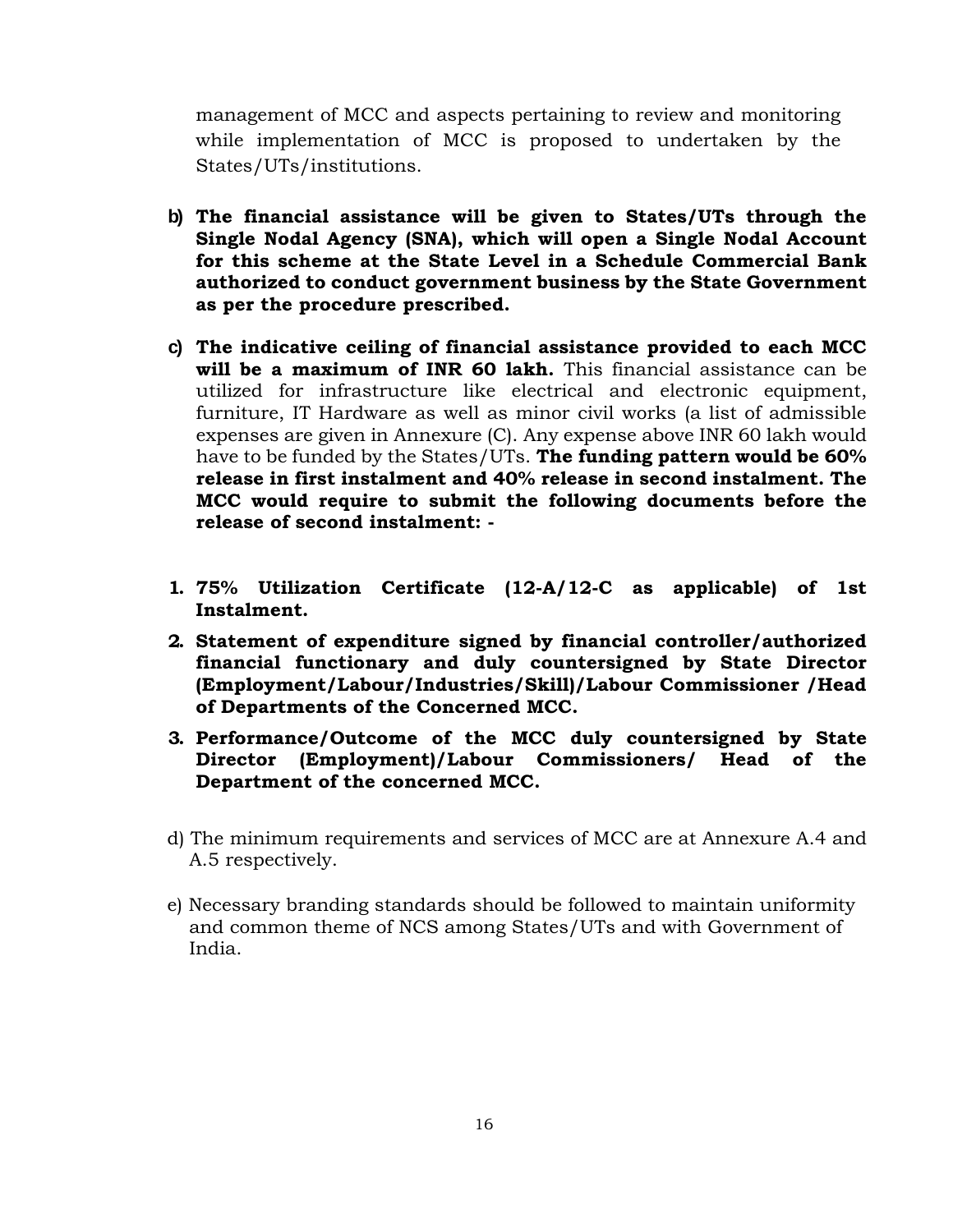management of MCC and aspects pertaining to review and monitoring while implementation of MCC is proposed to undertaken by the States/UTs/institutions.

b) **The financial assistance will be given to States/UTs through the Single Nodal Agency (SNA), which will open a Single Nodal Account for this scheme at the State Level in a Schedule Commercial Bank authorized to conduct government business by the State Government as per the procedure prescribed.**

c) **The indicative ceiling of financial assistance provided to each MCC will be a maximum of INR 60 lakh.** This financial assistance can be utilized for infrastructure like electrical and electronic equipment, furniture, IT Hardware as well as minor civil works (a list of admissible expenses are given in Annexure (C). Any expense above INR 60 lakh would have to be funded by the States/UTs. **The funding pattern would be 60% release in first instalment and 40% release in second instalment. The MCC would require to submit the following documents before the release of second instalment: -**

1. **75% Utilization Certificate (12-A/12-C as applicable) of 1st Instalment.**
2. **Statement of expenditure signed by financial controller/authorized financial functionary and duly countersigned by State Director (Employment/Labour/Industries/Skill)/Labour Commissioner /Head of Departments of the Concerned MCC.**
3. **Performance/Outcome of the MCC duly countersigned by State Director (Employment)/Labour Commissioners/ Head of the Department of the concerned MCC.**

d) The minimum requirements and services of MCC are at Annexure A.4 and A.5 respectively.

e) Necessary branding standards should be followed to maintain uniformity and common theme of NCS among States/UTs and with Government of India.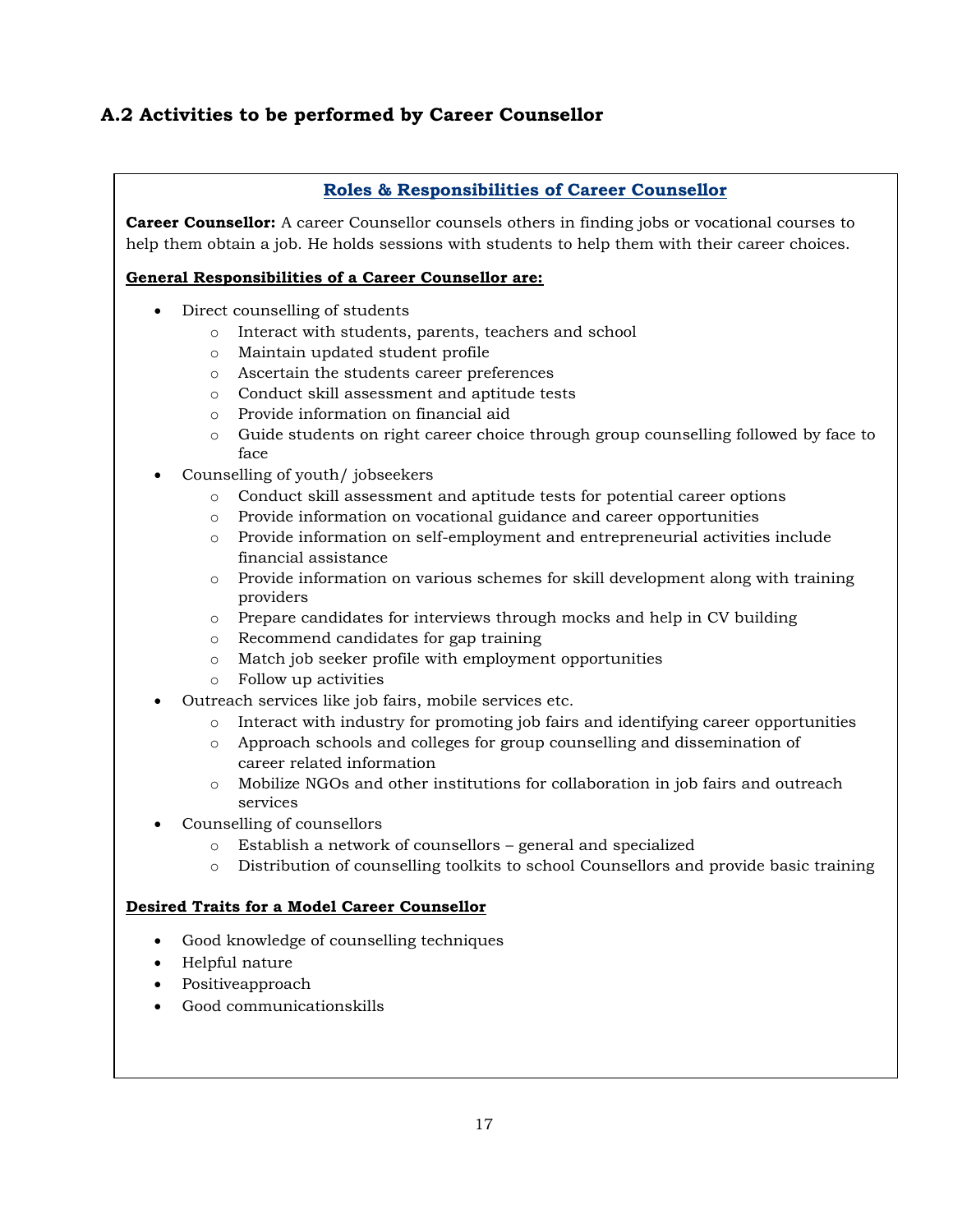## A.2 Activities to be performed by Career Counsellor

### Roles & Responsibilities of Career Counsellor

**Career Counsellor:** A career Counsellor counsels others in finding jobs or vocational courses to help them obtain a job. He holds sessions with students to help them with their career choices.

**General Responsibilities of a Career Counsellor are:**

- Direct counselling of students
  - Interact with students, parents, teachers and school
  - Maintain updated student profile
  - Ascertain the students career preferences
  - Conduct skill assessment and aptitude tests
  - Provide information on financial aid
  - Guide students on right career choice through group counselling followed by face to face
- Counselling of youth/ jobseekers
  - Conduct skill assessment and aptitude tests for potential career options
  - Provide information on vocational guidance and career opportunities
  - Provide information on self-employment and entrepreneurial activities include financial assistance
  - Provide information on various schemes for skill development along with training providers
  - Prepare candidates for interviews through mocks and help in CV building
  - Recommend candidates for gap training
  - Match job seeker profile with employment opportunities
  - Follow up activities
- Outreach services like job fairs, mobile services etc.
  - Interact with industry for promoting job fairs and identifying career opportunities
  - Approach schools and colleges for group counselling and dissemination of career related information
  - Mobilize NGOs and other institutions for collaboration in job fairs and outreach services
- Counselling of counsellors
  - Establish a network of counsellors – general and specialized
  - Distribution of counselling toolkits to school Counsellors and provide basic training

**Desired Traits for a Model Career Counsellor**

- Good knowledge of counselling techniques
- Helpful nature
- Positiveapproach
- Good communicationskills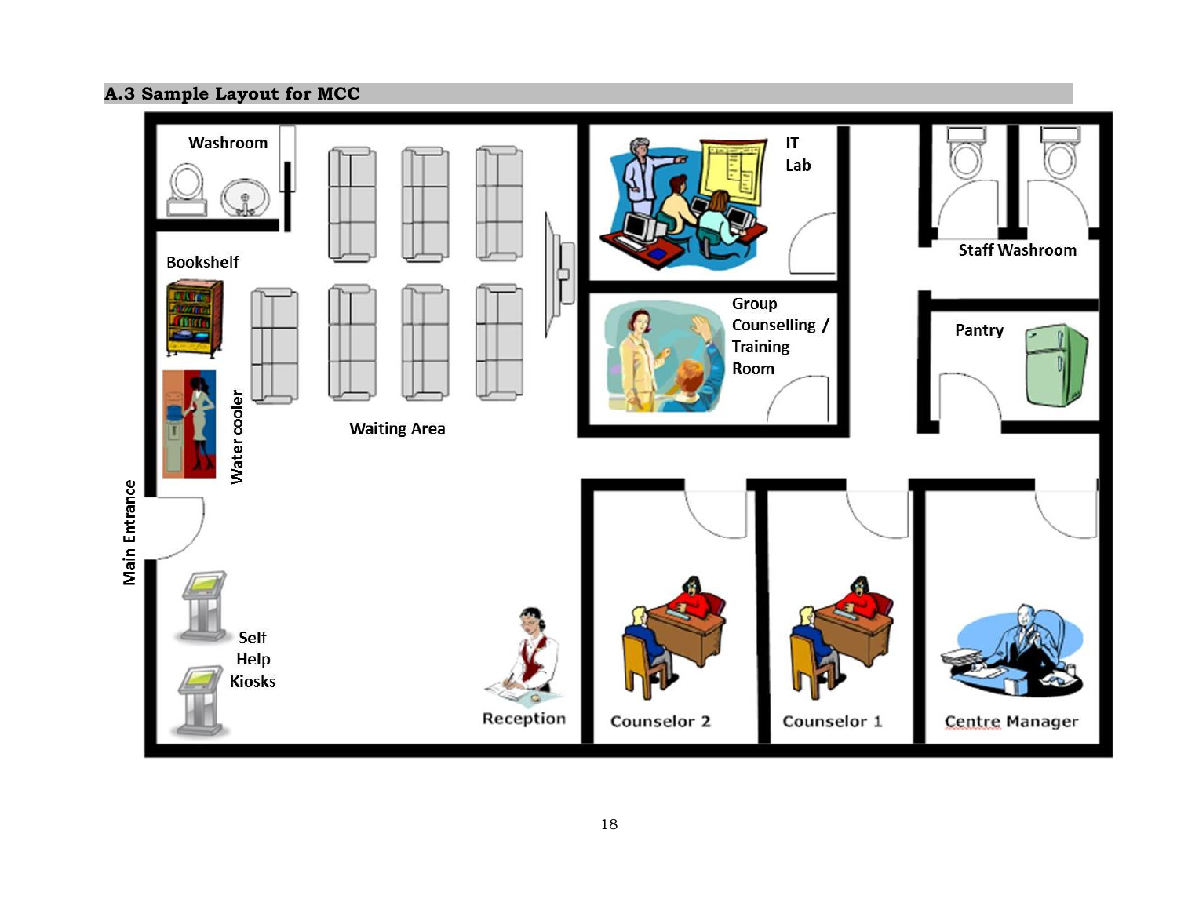## A.3 Sample Layout for MCC

Washroom

IT Lab

Staff Washroom

Bookshelf

Group Counselling / Training Room

Pantry

Water cooler

Waiting Area

Main Entrance

Self Help Kiosks

Reception

Counselor 2

Counselor 1

Centre Manager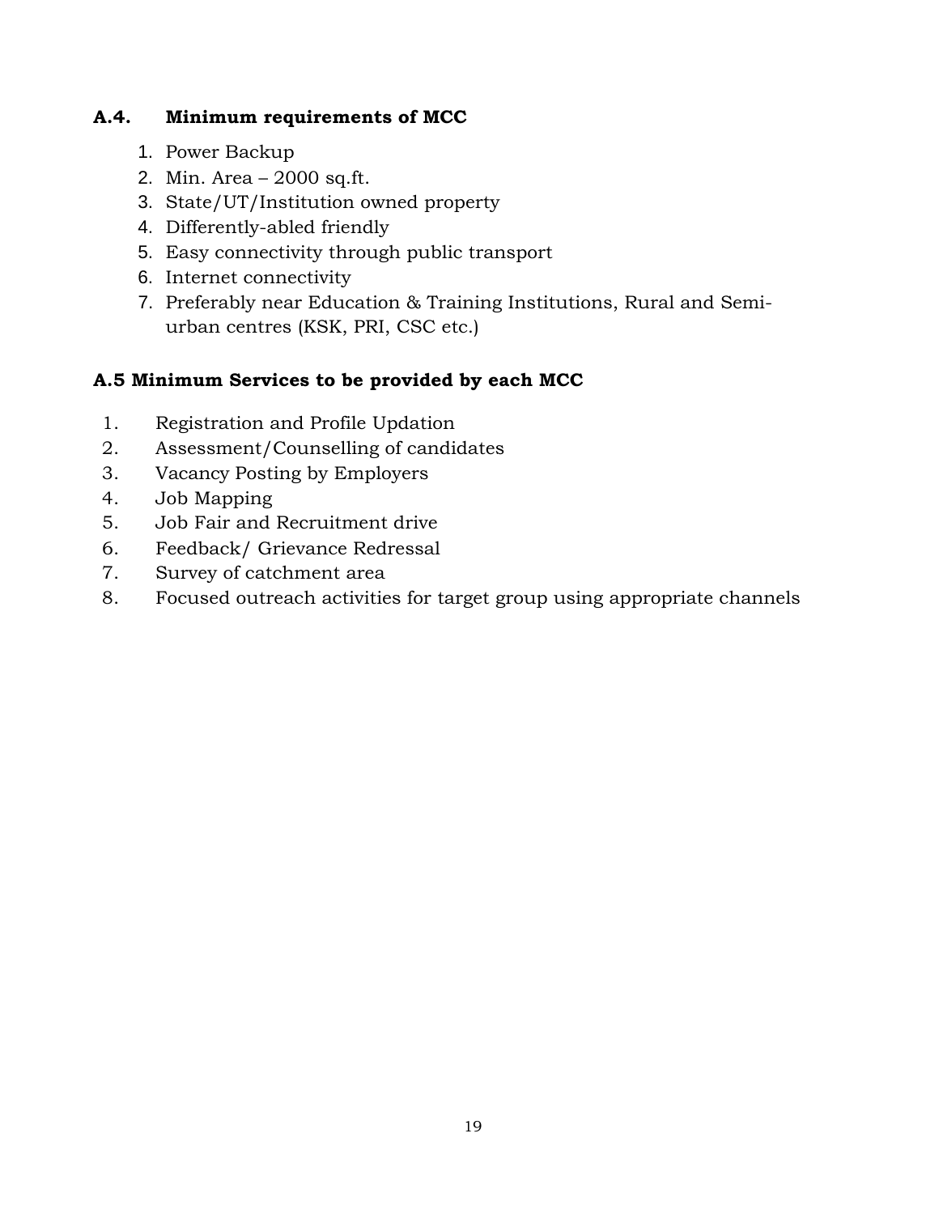### A.4. Minimum requirements of MCC

1. Power Backup
2. Min. Area – 2000 sq.ft.
3. State/UT/Institution owned property
4. Differently-abled friendly
5. Easy connectivity through public transport
6. Internet connectivity
7. Preferably near Education & Training Institutions, Rural and Semi-urban centres (KSK, PRI, CSC etc.)

### A.5 Minimum Services to be provided by each MCC

1. Registration and Profile Updation
2. Assessment/Counselling of candidates
3. Vacancy Posting by Employers
4. Job Mapping
5. Job Fair and Recruitment drive
6. Feedback/ Grievance Redressal
7. Survey of catchment area
8. Focused outreach activities for target group using appropriate channels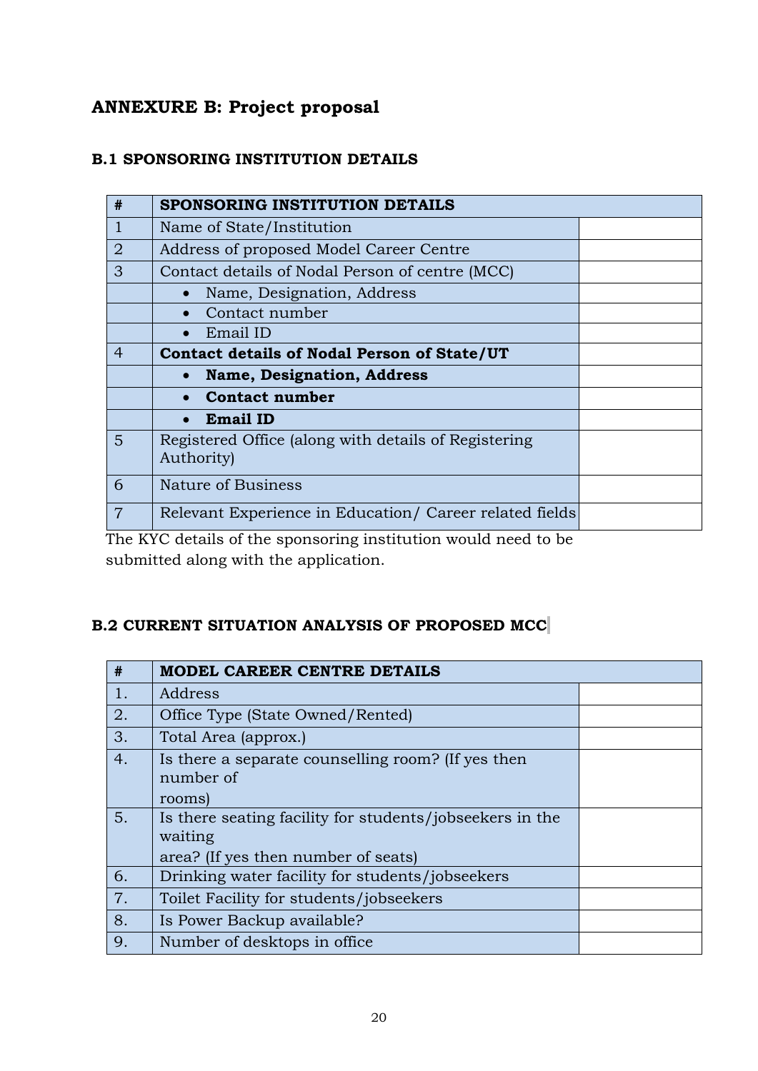## ANNEXURE B: Project proposal

### B.1 SPONSORING INSTITUTION DETAILS

| # | SPONSORING INSTITUTION DETAILS | |
|---|---|---|
| 1 | Name of State/Institution | |
| 2 | Address of proposed Model Career Centre | |
| 3 | Contact details of Nodal Person of centre (MCC) | |
| | • Name, Designation, Address | |
| | • Contact number | |
| | • Email ID | |
| 4 | **Contact details of Nodal Person of State/UT** | |
| | • **Name, Designation, Address** | |
| | • **Contact number** | |
| | • **Email ID** | |
| 5 | Registered Office (along with details of Registering Authority) | |
| 6 | Nature of Business | |
| 7 | Relevant Experience in Education/ Career related fields | |

The KYC details of the sponsoring institution would need to be submitted along with the application.

### B.2 CURRENT SITUATION ANALYSIS OF PROPOSED MCC

| # | MODEL CAREER CENTRE DETAILS | |
|---|---|---|
| 1. | Address | |
| 2. | Office Type (State Owned/Rented) | |
| 3. | Total Area (approx.) | |
| 4. | Is there a separate counselling room? (If yes then number of rooms) | |
| 5. | Is there seating facility for students/jobseekers in the waiting area? (If yes then number of seats) | |
| 6. | Drinking water facility for students/jobseekers | |
| 7. | Toilet Facility for students/jobseekers | |
| 8. | Is Power Backup available? | |
| 9. | Number of desktops in office | |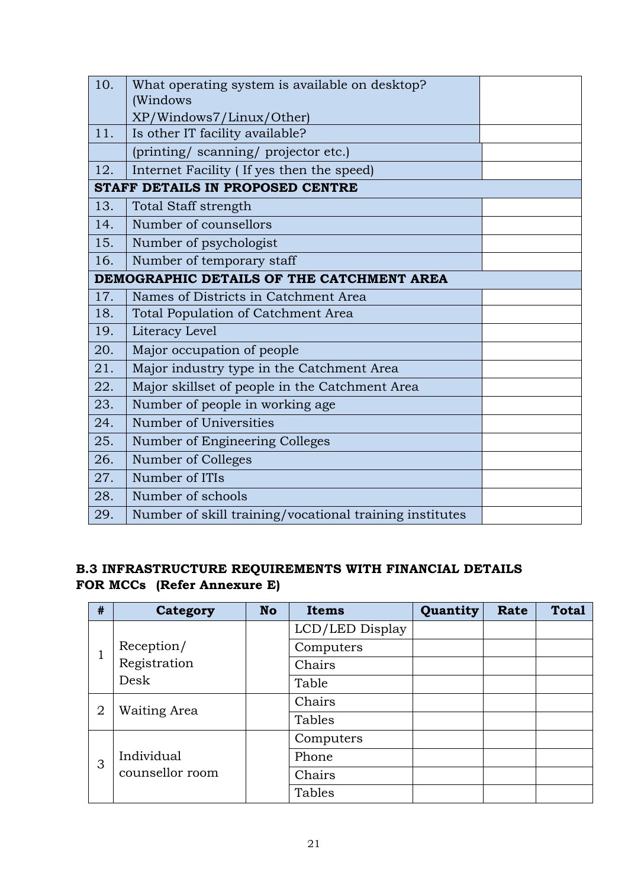| | | |
|---|---|---|
| 10. | What operating system is available on desktop? (Windows XP/Windows7/Linux/Other) | |
| 11. | Is other IT facility available? | |
| | (printing/ scanning/ projector etc.) | |
| 12. | Internet Facility ( If yes then the speed) | |
| **STAFF DETAILS IN PROPOSED CENTRE** | | |
| 13. | Total Staff strength | |
| 14. | Number of counsellors | |
| 15. | Number of psychologist | |
| 16. | Number of temporary staff | |
| **DEMOGRAPHIC DETAILS OF THE CATCHMENT AREA** | | |
| 17. | Names of Districts in Catchment Area | |
| 18. | Total Population of Catchment Area | |
| 19. | Literacy Level | |
| 20. | Major occupation of people | |
| 21. | Major industry type in the Catchment Area | |
| 22. | Major skillset of people in the Catchment Area | |
| 23. | Number of people in working age | |
| 24. | Number of Universities | |
| 25. | Number of Engineering Colleges | |
| 26. | Number of Colleges | |
| 27. | Number of ITIs | |
| 28. | Number of schools | |
| 29. | Number of skill training/vocational training institutes | |

**B.3 INFRASTRUCTURE REQUIREMENTS WITH FINANCIAL DETAILS FOR MCCs (Refer Annexure E)**

| # | Category | No | Items | Quantity | Rate | Total |
|---|---|---|---|---|---|---|
| 1 | Reception/ Registration Desk | | LCD/LED Display | | | |
| | | | Computers | | | |
| | | | Chairs | | | |
| | | | Table | | | |
| 2 | Waiting Area | | Chairs | | | |
| | | | Tables | | | |
| 3 | Individual counsellor room | | Computers | | | |
| | | | Phone | | | |
| | | | Chairs | | | |
| | | | Tables | | | |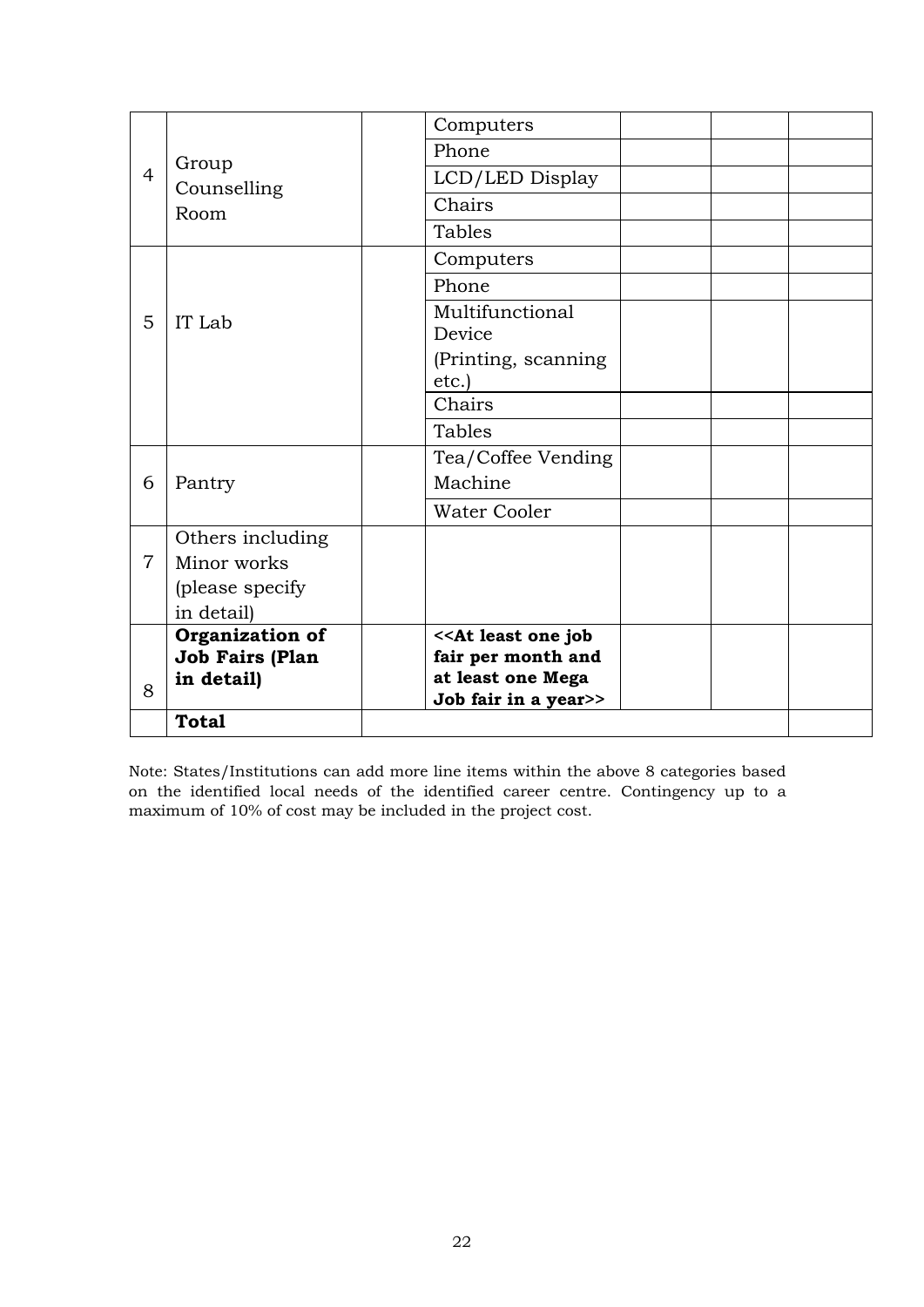| | | | | | | |
|---|---|---|---|---|---|---|
| 4 | Group Counselling Room | | Computers | | | |
| | | | Phone | | | |
| | | | LCD/LED Display | | | |
| | | | Chairs | | | |
| | | | Tables | | | |
| 5 | IT Lab | | Computers | | | |
| | | | Phone | | | |
| | | | Multifunctional Device (Printing, scanning etc.) | | | |
| | | | Chairs | | | |
| | | | Tables | | | |
| 6 | Pantry | | Tea/Coffee Vending Machine | | | |
| | | | Water Cooler | | | |
| 7 | Others including Minor works (please specify in detail) | | | | | |
| 8 | **Organization of Job Fairs (Plan in detail)** | | **<<At least one job fair per month and at least one Mega Job fair in a year>>** | | | |
| | **Total** | | | | | |

Note: States/Institutions can add more line items within the above 8 categories based on the identified local needs of the identified career centre. Contingency up to a maximum of 10% of cost may be included in the project cost.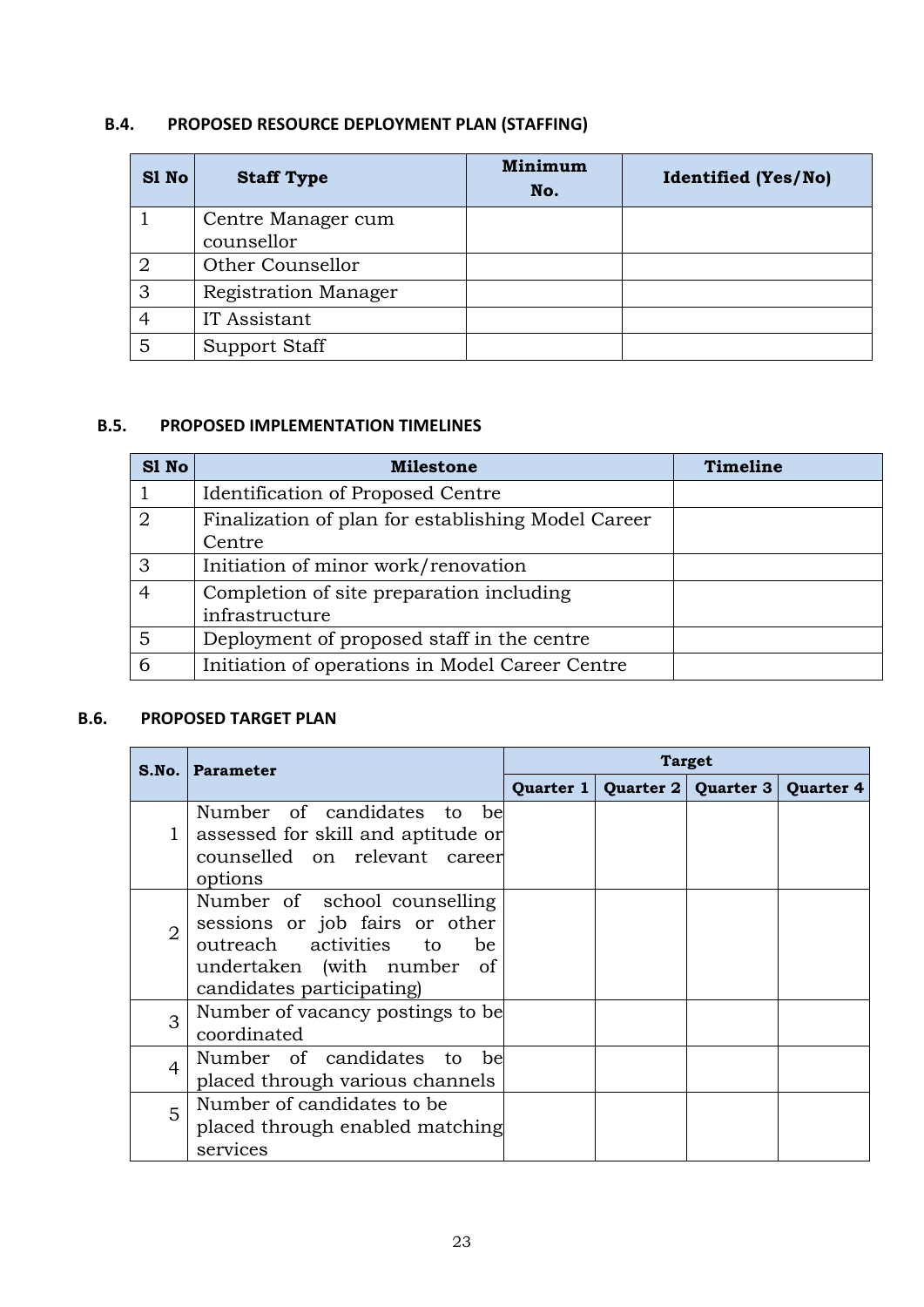### B.4. PROPOSED RESOURCE DEPLOYMENT PLAN (STAFFING)

| Sl No | Staff Type | Minimum No. | Identified (Yes/No) |
|---|---|---|---|
| 1 | Centre Manager cum counsellor | | |
| 2 | Other Counsellor | | |
| 3 | Registration Manager | | |
| 4 | IT Assistant | | |
| 5 | Support Staff | | |

### B.5. PROPOSED IMPLEMENTATION TIMELINES

| Sl No | Milestone | Timeline |
|---|---|---|
| 1 | Identification of Proposed Centre | |
| 2 | Finalization of plan for establishing Model Career Centre | |
| 3 | Initiation of minor work/renovation | |
| 4 | Completion of site preparation including infrastructure | |
| 5 | Deployment of proposed staff in the centre | |
| 6 | Initiation of operations in Model Career Centre | |

### B.6. PROPOSED TARGET PLAN

| S.No. | Parameter | Target | | | |
|---|---|---|---|---|---|
| | | Quarter 1 | Quarter 2 | Quarter 3 | Quarter 4 |
| 1 | Number of candidates to be assessed for skill and aptitude or counselled on relevant career options | | | | |
| 2 | Number of school counselling sessions or job fairs or other outreach activities to be undertaken (with number of candidates participating) | | | | |
| 3 | Number of vacancy postings to be coordinated | | | | |
| 4 | Number of candidates to be placed through various channels | | | | |
| 5 | Number of candidates to be placed through enabled matching services | | | | |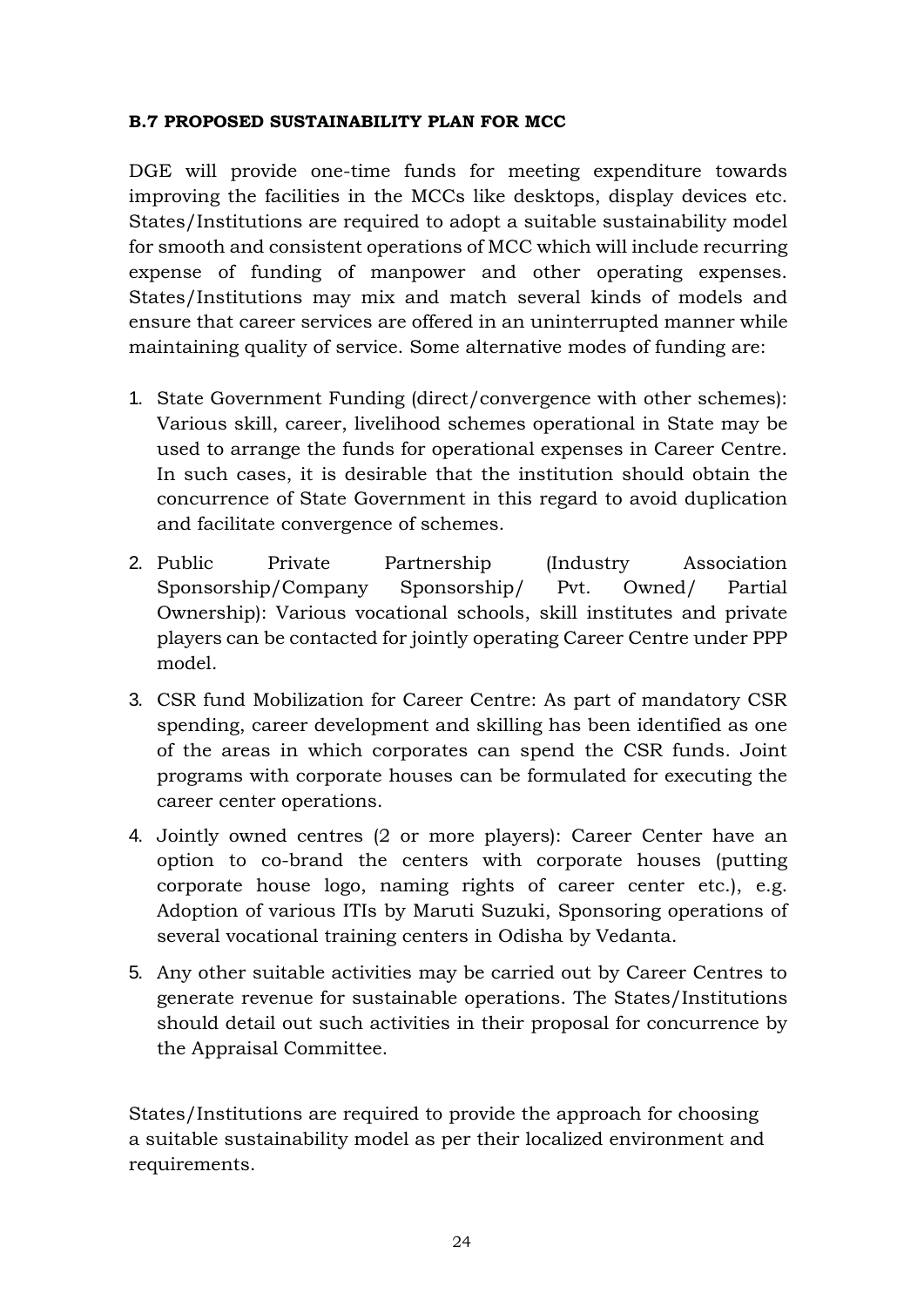**B.7 PROPOSED SUSTAINABILITY PLAN FOR MCC**

DGE will provide one-time funds for meeting expenditure towards improving the facilities in the MCCs like desktops, display devices etc. States/Institutions are required to adopt a suitable sustainability model for smooth and consistent operations of MCC which will include recurring expense of funding of manpower and other operating expenses. States/Institutions may mix and match several kinds of models and ensure that career services are offered in an uninterrupted manner while maintaining quality of service. Some alternative modes of funding are:

1. State Government Funding (direct/convergence with other schemes): Various skill, career, livelihood schemes operational in State may be used to arrange the funds for operational expenses in Career Centre. In such cases, it is desirable that the institution should obtain the concurrence of State Government in this regard to avoid duplication and facilitate convergence of schemes.
2. Public Private Partnership (Industry Association Sponsorship/Company Sponsorship/ Pvt. Owned/ Partial Ownership): Various vocational schools, skill institutes and private players can be contacted for jointly operating Career Centre under PPP model.
3. CSR fund Mobilization for Career Centre: As part of mandatory CSR spending, career development and skilling has been identified as one of the areas in which corporates can spend the CSR funds. Joint programs with corporate houses can be formulated for executing the career center operations.
4. Jointly owned centres (2 or more players): Career Center have an option to co-brand the centers with corporate houses (putting corporate house logo, naming rights of career center etc.), e.g. Adoption of various ITIs by Maruti Suzuki, Sponsoring operations of several vocational training centers in Odisha by Vedanta.
5. Any other suitable activities may be carried out by Career Centres to generate revenue for sustainable operations. The States/Institutions should detail out such activities in their proposal for concurrence by the Appraisal Committee.

States/Institutions are required to provide the approach for choosing a suitable sustainability model as per their localized environment and requirements.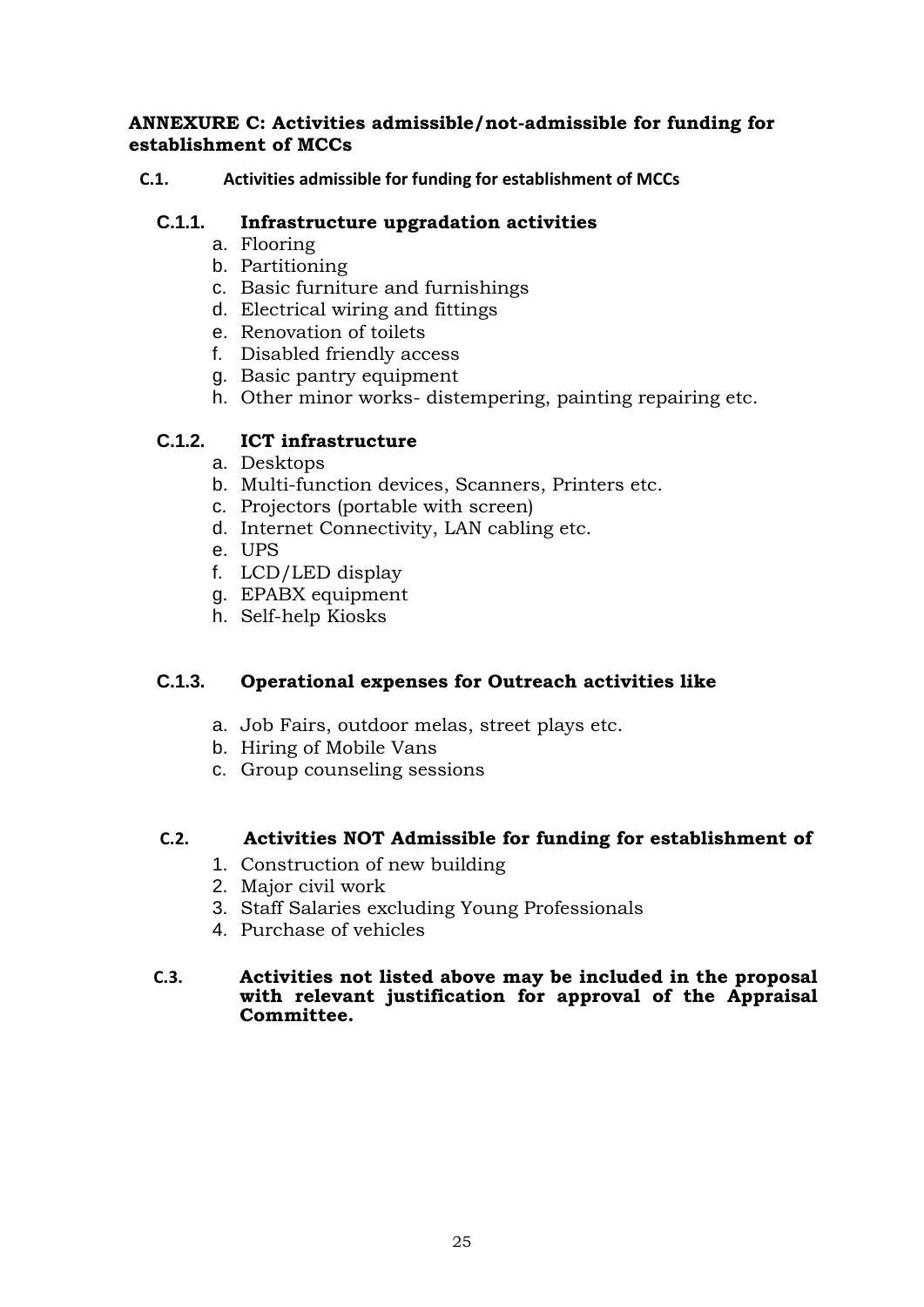## ANNEXURE C: Activities admissible/not-admissible for funding for establishment of MCCs

### C.1. Activities admissible for funding for establishment of MCCs

#### C.1.1. Infrastructure upgradation activities

a. Flooring
b. Partitioning
c. Basic furniture and furnishings
d. Electrical wiring and fittings
e. Renovation of toilets
f. Disabled friendly access
g. Basic pantry equipment
h. Other minor works- distempering, painting repairing etc.

#### C.1.2. ICT infrastructure

a. Desktops
b. Multi-function devices, Scanners, Printers etc.
c. Projectors (portable with screen)
d. Internet Connectivity, LAN cabling etc.
e. UPS
f. LCD/LED display
g. EPABX equipment
h. Self-help Kiosks

#### C.1.3. Operational expenses for Outreach activities like

a. Job Fairs, outdoor melas, street plays etc.
b. Hiring of Mobile Vans
c. Group counseling sessions

### C.2. Activities NOT Admissible for funding for establishment of

1. Construction of new building
2. Major civil work
3. Staff Salaries excluding Young Professionals
4. Purchase of vehicles

### C.3. Activities not listed above may be included in the proposal with relevant justification for approval of the Appraisal Committee.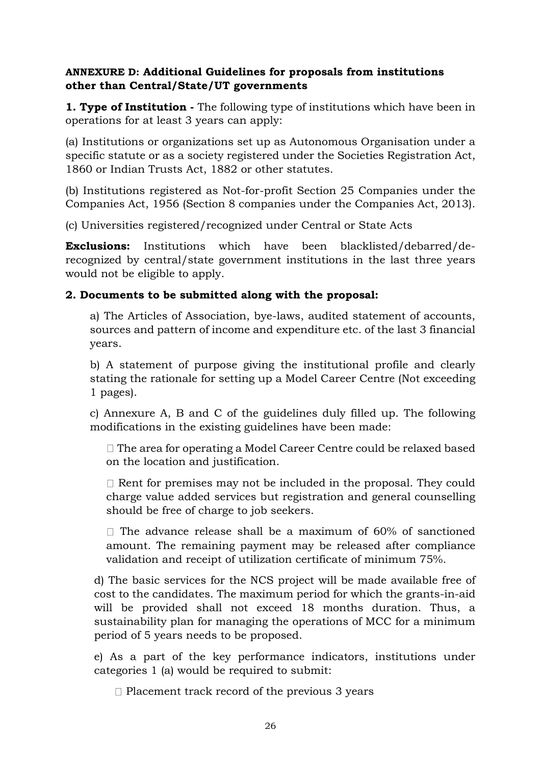**ANNEXURE D: Additional Guidelines for proposals from institutions other than Central/State/UT governments**

**1. Type of Institution -** The following type of institutions which have been in operations for at least 3 years can apply:

(a) Institutions or organizations set up as Autonomous Organisation under a specific statute or as a society registered under the Societies Registration Act, 1860 or Indian Trusts Act, 1882 or other statutes.

(b) Institutions registered as Not-for-profit Section 25 Companies under the Companies Act, 1956 (Section 8 companies under the Companies Act, 2013).

(c) Universities registered/recognized under Central or State Acts

**Exclusions:** Institutions which have been blacklisted/debarred/de-recognized by central/state government institutions in the last three years would not be eligible to apply.

**2. Documents to be submitted along with the proposal:**

a) The Articles of Association, bye-laws, audited statement of accounts, sources and pattern of income and expenditure etc. of the last 3 financial years.

b) A statement of purpose giving the institutional profile and clearly stating the rationale for setting up a Model Career Centre (Not exceeding 1 pages).

c) Annexure A, B and C of the guidelines duly filled up. The following modifications in the existing guidelines have been made:

- The area for operating a Model Career Centre could be relaxed based on the location and justification.
- Rent for premises may not be included in the proposal. They could charge value added services but registration and general counselling should be free of charge to job seekers.
- The advance release shall be a maximum of 60% of sanctioned amount. The remaining payment may be released after compliance validation and receipt of utilization certificate of minimum 75%.

d) The basic services for the NCS project will be made available free of cost to the candidates. The maximum period for which the grants-in-aid will be provided shall not exceed 18 months duration. Thus, a sustainability plan for managing the operations of MCC for a minimum period of 5 years needs to be proposed.

e) As a part of the key performance indicators, institutions under categories 1 (a) would be required to submit:

- Placement track record of the previous 3 years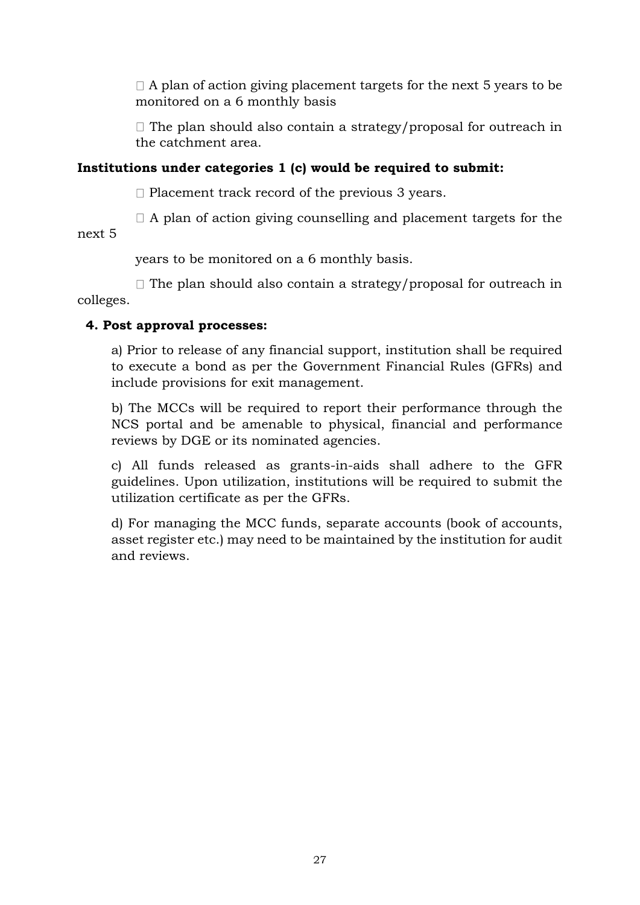- A plan of action giving placement targets for the next 5 years to be monitored on a 6 monthly basis
- The plan should also contain a strategy/proposal for outreach in the catchment area.

**Institutions under categories 1 (c) would be required to submit:**

- Placement track record of the previous 3 years.
- A plan of action giving counselling and placement targets for the next 5 years to be monitored on a 6 monthly basis.
- The plan should also contain a strategy/proposal for outreach in colleges.

**4. Post approval processes:**

a) Prior to release of any financial support, institution shall be required to execute a bond as per the Government Financial Rules (GFRs) and include provisions for exit management.

b) The MCCs will be required to report their performance through the NCS portal and be amenable to physical, financial and performance reviews by DGE or its nominated agencies.

c) All funds released as grants-in-aids shall adhere to the GFR guidelines. Upon utilization, institutions will be required to submit the utilization certificate as per the GFRs.

d) For managing the MCC funds, separate accounts (book of accounts, asset register etc.) may need to be maintained by the institution for audit and reviews.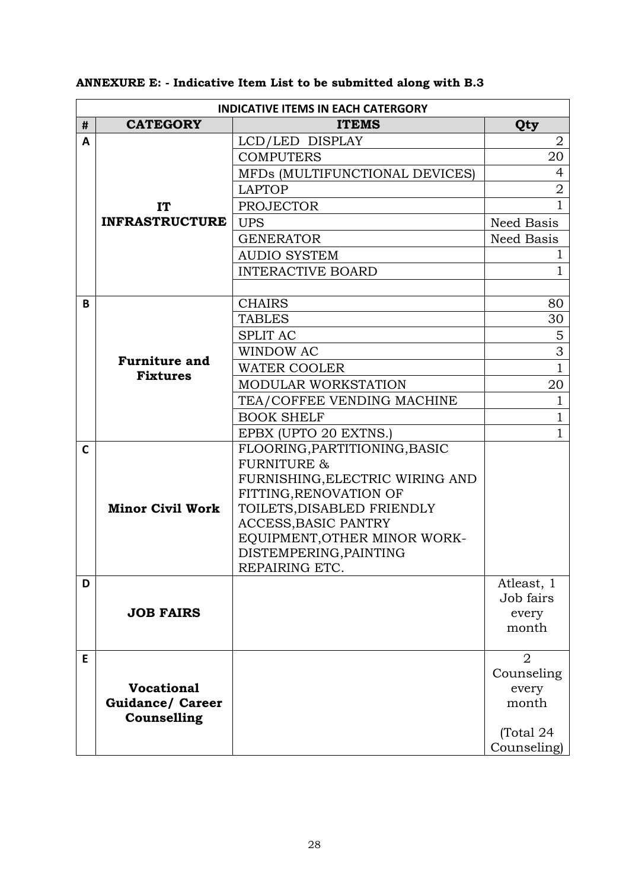**ANNEXURE E: - Indicative Item List to be submitted along with B.3**

| INDICATIVE ITEMS IN EACH CATERGORY | | | |
|---|---|---|---|
| **#** | **CATEGORY** | **ITEMS** | **Qty** |
| A | **IT INFRASTRUCTURE** | LCD/LED DISPLAY | 2 |
| | | COMPUTERS | 20 |
| | | MFDs (MULTIFUNCTIONAL DEVICES) | 4 |
| | | LAPTOP | 2 |
| | | PROJECTOR | 1 |
| | | UPS | Need Basis |
| | | GENERATOR | Need Basis |
| | | AUDIO SYSTEM | 1 |
| | | INTERACTIVE BOARD | 1 |
| | | | |
| B | **Furniture and Fixtures** | CHAIRS | 80 |
| | | TABLES | 30 |
| | | SPLIT AC | 5 |
| | | WINDOW AC | 3 |
| | | WATER COOLER | 1 |
| | | MODULAR WORKSTATION | 20 |
| | | TEA/COFFEE VENDING MACHINE | 1 |
| | | BOOK SHELF | 1 |
| | | EPBX (UPTO 20 EXTNS.) | 1 |
| C | **Minor Civil Work** | FLOORING,PARTITIONING,BASIC FURNITURE & FURNISHING,ELECTRIC WIRING AND FITTING,RENOVATION OF TOILETS,DISABLED FRIENDLY ACCESS,BASIC PANTRY EQUIPMENT,OTHER MINOR WORK-DISTEMPERING,PAINTING REPAIRING ETC. | |
| D | **JOB FAIRS** | | Atleast, 1 Job fairs every month |
| E | **Vocational Guidance/ Career Counselling** | | 2 Counseling every month (Total 24 Counseling) |